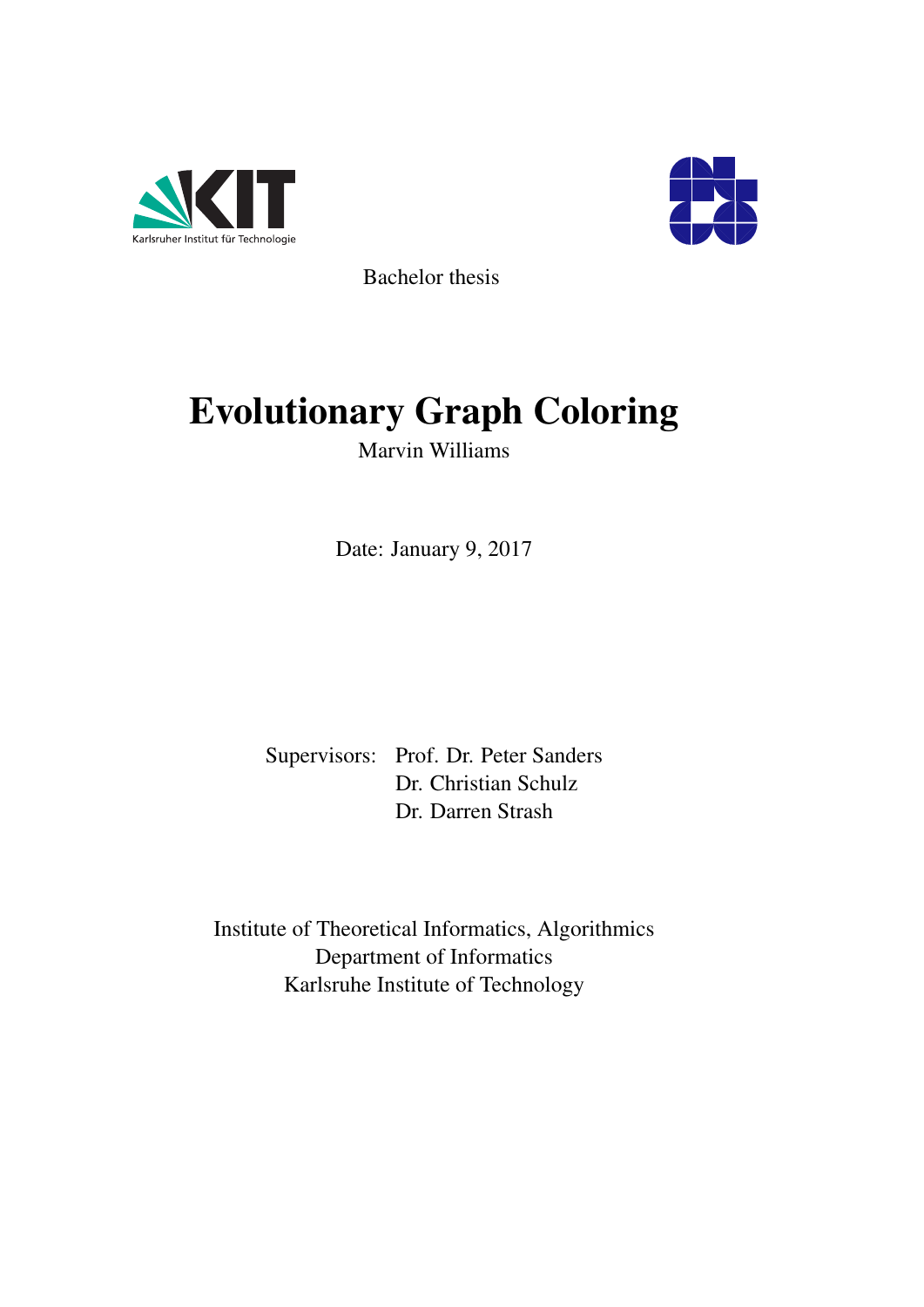Bachelor thesis

# Evolutionary Graph Coloring

Marvin Williams

Date: January 9, 2017

Supervisors: Prof. Dr. Peter Sanders
Dr. Christian Schulz
Dr. Darren Strash

Institute of Theoretical Informatics, Algorithmics
Department of Informatics
Karlsruhe Institute of Technology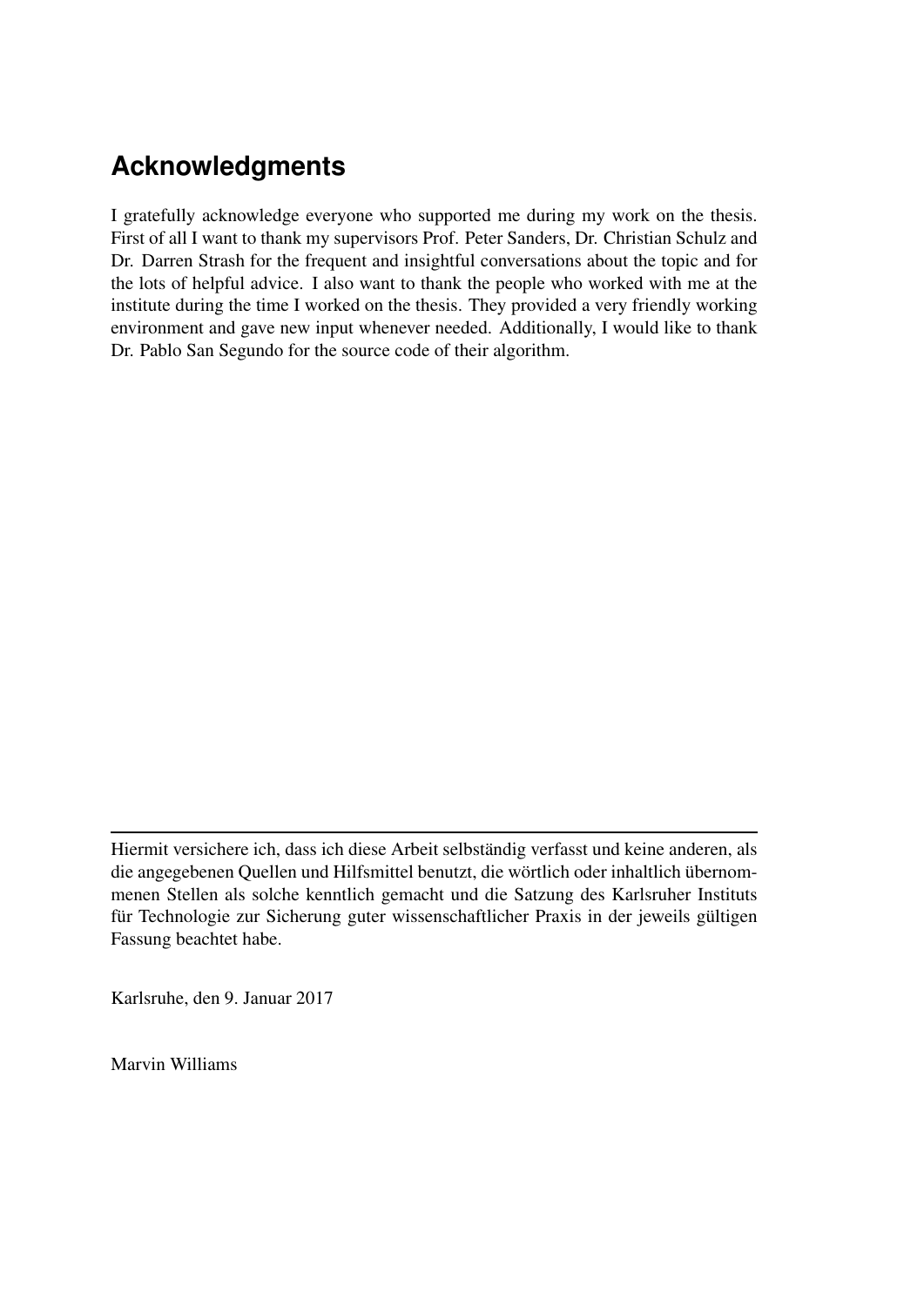# Acknowledgments

I gratefully acknowledge everyone who supported me during my work on the thesis. First of all I want to thank my supervisors Prof. Peter Sanders, Dr. Christian Schulz and Dr. Darren Strash for the frequent and insightful conversations about the topic and for the lots of helpful advice. I also want to thank the people who worked with me at the institute during the time I worked on the thesis. They provided a very friendly working environment and gave new input whenever needed. Additionally, I would like to thank Dr. Pablo San Segundo for the source code of their algorithm.

---

Hiermit versichere ich, dass ich diese Arbeit selbständig verfasst und keine anderen, als die angegebenen Quellen und Hilfsmittel benutzt, die wörtlich oder inhaltlich übernommenen Stellen als solche kenntlich gemacht und die Satzung des Karlsruher Instituts für Technologie zur Sicherung guter wissenschaftlicher Praxis in der jeweils gültigen Fassung beachtet habe.

Karlsruhe, den 9. Januar 2017

Marvin Williams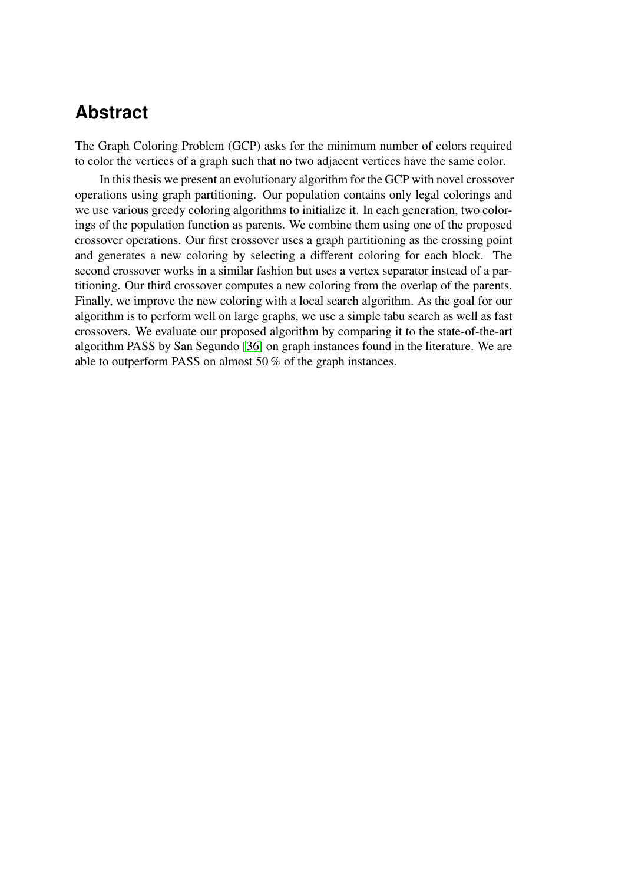# Abstract

The Graph Coloring Problem (GCP) asks for the minimum number of colors required to color the vertices of a graph such that no two adjacent vertices have the same color.

In this thesis we present an evolutionary algorithm for the GCP with novel crossover operations using graph partitioning. Our population contains only legal colorings and we use various greedy coloring algorithms to initialize it. In each generation, two colorings of the population function as parents. We combine them using one of the proposed crossover operations. Our first crossover uses a graph partitioning as the crossing point and generates a new coloring by selecting a different coloring for each block. The second crossover works in a similar fashion but uses a vertex separator instead of a partitioning. Our third crossover computes a new coloring from the overlap of the parents. Finally, we improve the new coloring with a local search algorithm. As the goal for our algorithm is to perform well on large graphs, we use a simple tabu search as well as fast crossovers. We evaluate our proposed algorithm by comparing it to the state-of-the-art algorithm PASS by San Segundo [36] on graph instances found in the literature. We are able to outperform PASS on almost 50 % of the graph instances.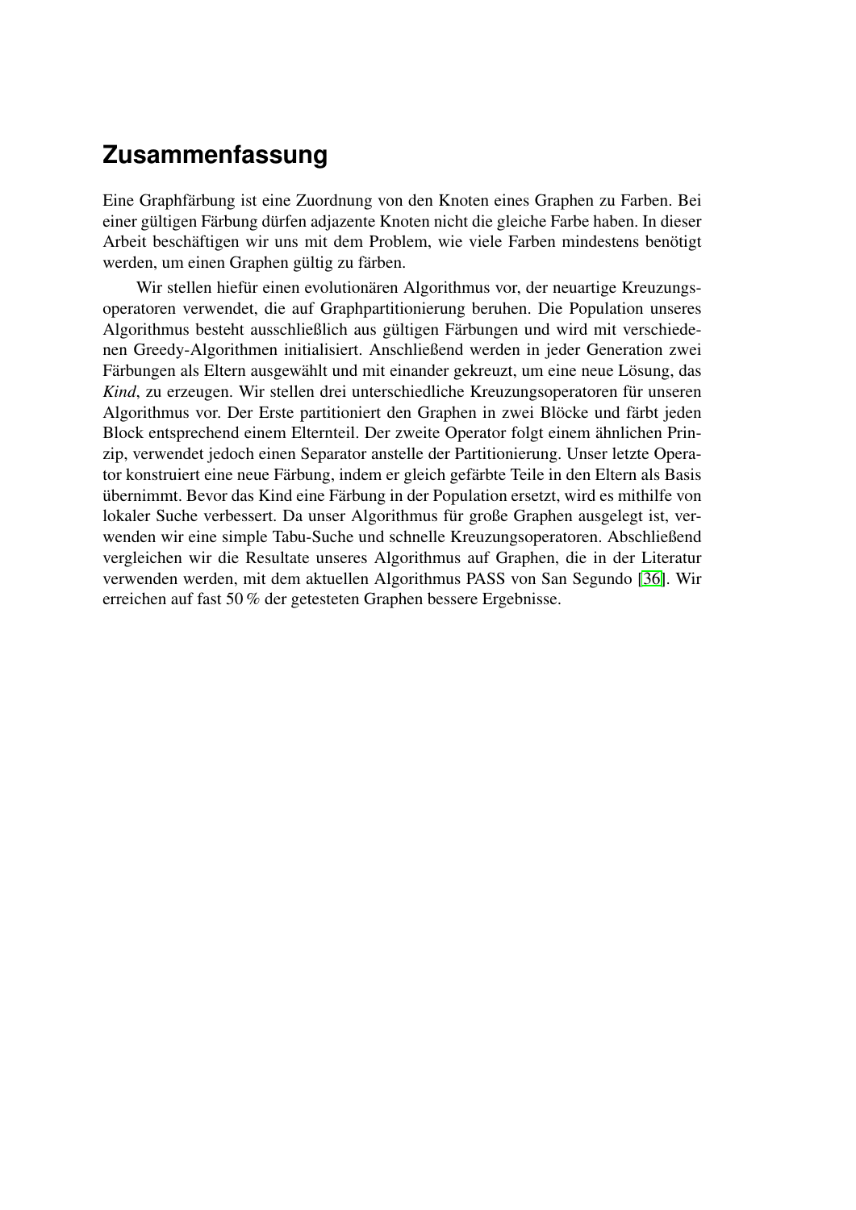# Zusammenfassung

Eine Graphfärbung ist eine Zuordnung von den Knoten eines Graphen zu Farben. Bei einer gültigen Färbung dürfen adjazente Knoten nicht die gleiche Farbe haben. In dieser Arbeit beschäftigen wir uns mit dem Problem, wie viele Farben mindestens benötigt werden, um einen Graphen gültig zu färben.

Wir stellen hiefür einen evolutionären Algorithmus vor, der neuartige Kreuzungsoperatoren verwendet, die auf Graphpartitionierung beruhen. Die Population unseres Algorithmus besteht ausschließlich aus gültigen Färbungen und wird mit verschiedenen Greedy-Algorithmen initialisiert. Anschließend werden in jeder Generation zwei Färbungen als Eltern ausgewählt und mit einander gekreuzt, um eine neue Lösung, das *Kind*, zu erzeugen. Wir stellen drei unterschiedliche Kreuzungsoperatoren für unseren Algorithmus vor. Der Erste partitioniert den Graphen in zwei Blöcke und färbt jeden Block entsprechend einem Elternteil. Der zweite Operator folgt einem ähnlichen Prinzip, verwendet jedoch einen Separator anstelle der Partitionierung. Unser letzte Operator konstruiert eine neue Färbung, indem er gleich gefärbte Teile in den Eltern als Basis übernimmt. Bevor das Kind eine Färbung in der Population ersetzt, wird es mithilfe von lokaler Suche verbessert. Da unser Algorithmus für große Graphen ausgelegt ist, verwenden wir eine simple Tabu-Suche und schnelle Kreuzungsoperatoren. Abschließend vergleichen wir die Resultate unseres Algorithmus auf Graphen, die in der Literatur verwenden werden, mit dem aktuellen Algorithmus PASS von San Segundo [36]. Wir erreichen auf fast 50 % der getesteten Graphen bessere Ergebnisse.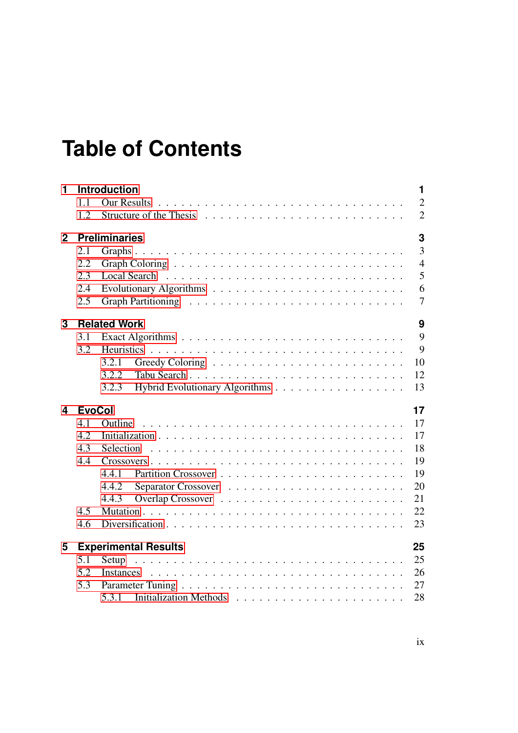# Table of Contents

| | |
|---|---|
| **1 Introduction** | **1** |
| 1.1 Our Results | 2 |
| 1.2 Structure of the Thesis | 2 |
| **2 Preliminaries** | **3** |
| 2.1 Graphs | 3 |
| 2.2 Graph Coloring | 4 |
| 2.3 Local Search | 5 |
| 2.4 Evolutionary Algorithms | 6 |
| 2.5 Graph Partitioning | 7 |
| **3 Related Work** | **9** |
| 3.1 Exact Algorithms | 9 |
| 3.2 Heuristics | 9 |
| 3.2.1 Greedy Coloring | 10 |
| 3.2.2 Tabu Search | 12 |
| 3.2.3 Hybrid Evolutionary Algorithms | 13 |
| **4 EvoCol** | **17** |
| 4.1 Outline | 17 |
| 4.2 Initialization | 17 |
| 4.3 Selection | 18 |
| 4.4 Crossovers | 19 |
| 4.4.1 Partition Crossover | 19 |
| 4.4.2 Separator Crossover | 20 |
| 4.4.3 Overlap Crossover | 21 |
| 4.5 Mutation | 22 |
| 4.6 Diversification | 23 |
| **5 Experimental Results** | **25** |
| 5.1 Setup | 25 |
| 5.2 Instances | 26 |
| 5.3 Parameter Tuning | 27 |
| 5.3.1 Initialization Methods | 28 |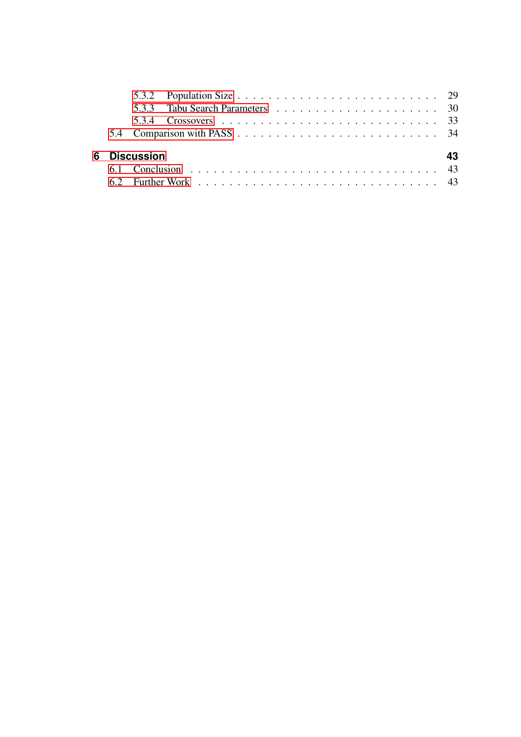5.3.2 Population Size . . . . . . . . . . . . . . . . . . . . . . . . . 29
5.3.3 Tabu Search Parameters . . . . . . . . . . . . . . . . . . . . 30
5.3.4 Crossovers . . . . . . . . . . . . . . . . . . . . . . . . . . . 33
5.4 Comparison with PASS . . . . . . . . . . . . . . . . . . . . . . . . . 34

**6 Discussion** **43**
6.1 Conclusion . . . . . . . . . . . . . . . . . . . . . . . . . . . . . 43
6.2 Further Work . . . . . . . . . . . . . . . . . . . . . . . . . . . . 43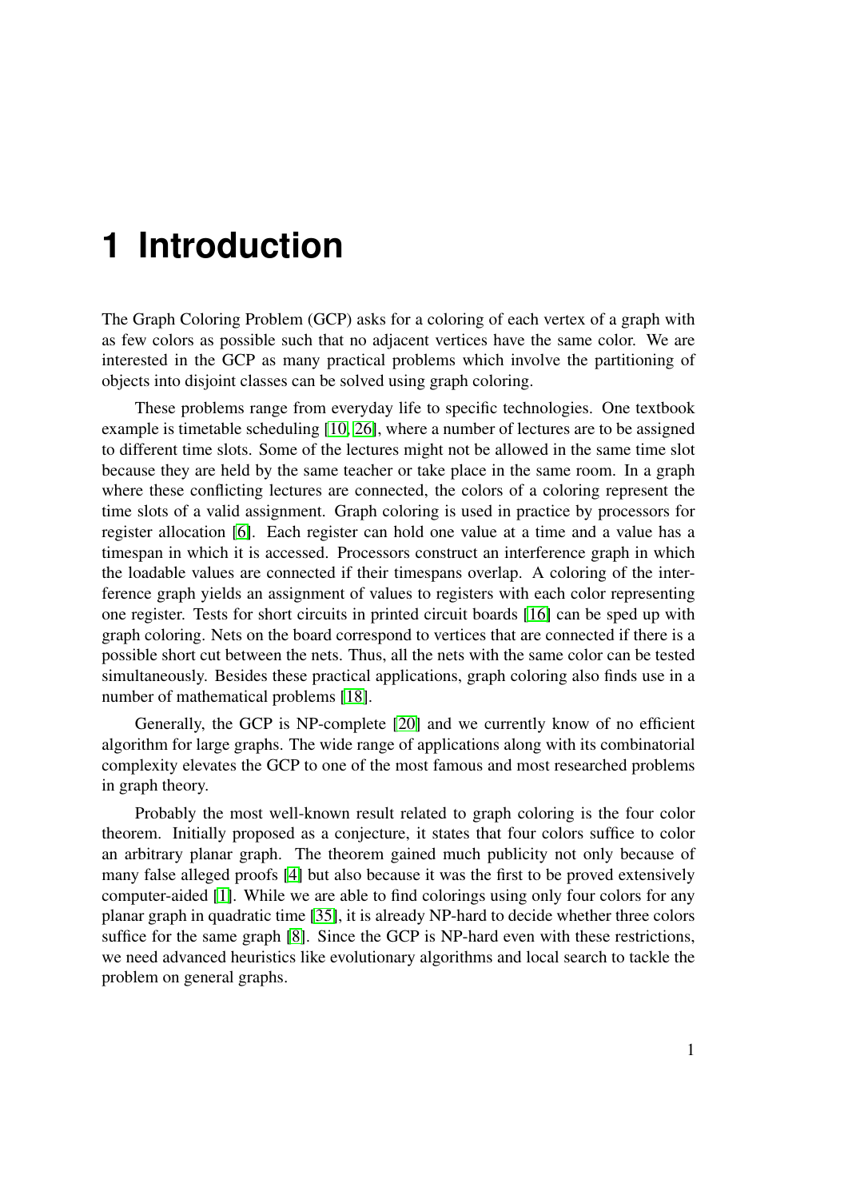# 1 Introduction

The Graph Coloring Problem (GCP) asks for a coloring of each vertex of a graph with as few colors as possible such that no adjacent vertices have the same color. We are interested in the GCP as many practical problems which involve the partitioning of objects into disjoint classes can be solved using graph coloring.

These problems range from everyday life to specific technologies. One textbook example is timetable scheduling [10, 26], where a number of lectures are to be assigned to different time slots. Some of the lectures might not be allowed in the same time slot because they are held by the same teacher or take place in the same room. In a graph where these conflicting lectures are connected, the colors of a coloring represent the time slots of a valid assignment. Graph coloring is used in practice by processors for register allocation [6]. Each register can hold one value at a time and a value has a timespan in which it is accessed. Processors construct an interference graph in which the loadable values are connected if their timespans overlap. A coloring of the interference graph yields an assignment of values to registers with each color representing one register. Tests for short circuits in printed circuit boards [16] can be sped up with graph coloring. Nets on the board correspond to vertices that are connected if there is a possible short cut between the nets. Thus, all the nets with the same color can be tested simultaneously. Besides these practical applications, graph coloring also finds use in a number of mathematical problems [18].

Generally, the GCP is NP-complete [20] and we currently know of no efficient algorithm for large graphs. The wide range of applications along with its combinatorial complexity elevates the GCP to one of the most famous and most researched problems in graph theory.

Probably the most well-known result related to graph coloring is the four color theorem. Initially proposed as a conjecture, it states that four colors suffice to color an arbitrary planar graph. The theorem gained much publicity not only because of many false alleged proofs [4] but also because it was the first to be proved extensively computer-aided [1]. While we are able to find colorings using only four colors for any planar graph in quadratic time [35], it is already NP-hard to decide whether three colors suffice for the same graph [8]. Since the GCP is NP-hard even with these restrictions, we need advanced heuristics like evolutionary algorithms and local search to tackle the problem on general graphs.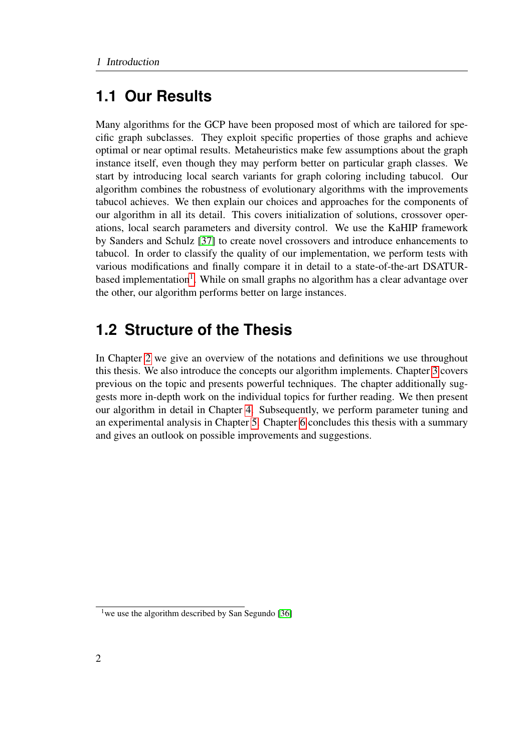## 1.1 Our Results

Many algorithms for the GCP have been proposed most of which are tailored for specific graph subclasses. They exploit specific properties of those graphs and achieve optimal or near optimal results. Metaheuristics make few assumptions about the graph instance itself, even though they may perform better on particular graph classes. We start by introducing local search variants for graph coloring including tabucol. Our algorithm combines the robustness of evolutionary algorithms with the improvements tabucol achieves. We then explain our choices and approaches for the components of our algorithm in all its detail. This covers initialization of solutions, crossover operations, local search parameters and diversity control. We use the KaHIP framework by Sanders and Schulz [37] to create novel crossovers and introduce enhancements to tabucol. In order to classify the quality of our implementation, we perform tests with various modifications and finally compare it in detail to a state-of-the-art DSATUR-based implementation[1]. While on small graphs no algorithm has a clear advantage over the other, our algorithm performs better on large instances.

## 1.2 Structure of the Thesis

In Chapter 2 we give an overview of the notations and definitions we use throughout this thesis. We also introduce the concepts our algorithm implements. Chapter 3 covers previous on the topic and presents powerful techniques. The chapter additionally suggests more in-depth work on the individual topics for further reading. We then present our algorithm in detail in Chapter 4. Subsequently, we perform parameter tuning and an experimental analysis in Chapter 5. Chapter 6 concludes this thesis with a summary and gives an outlook on possible improvements and suggestions.

[1] we use the algorithm described by San Segundo [36]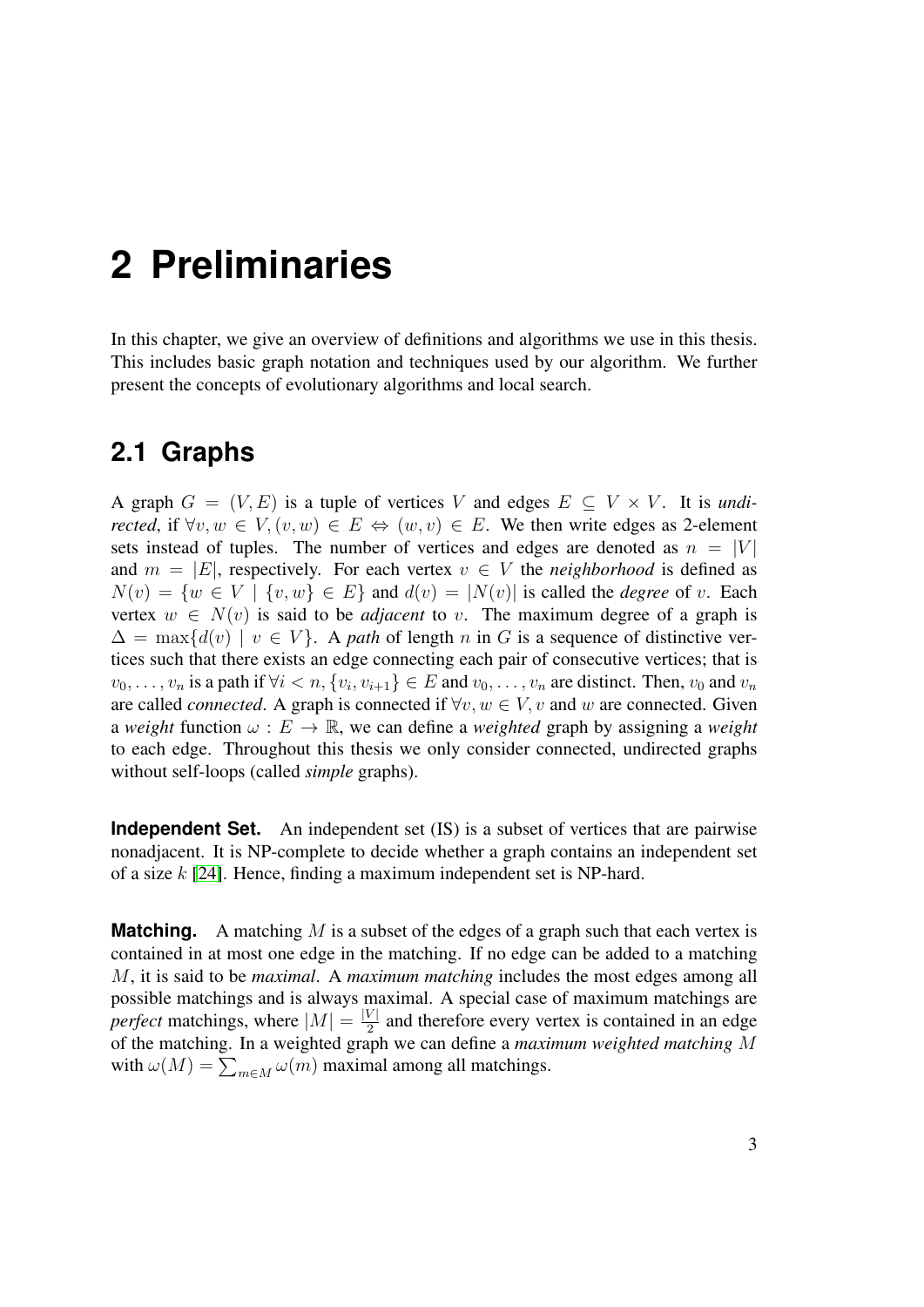# 2 Preliminaries

In this chapter, we give an overview of definitions and algorithms we use in this thesis. This includes basic graph notation and techniques used by our algorithm. We further present the concepts of evolutionary algorithms and local search.

## 2.1 Graphs

A graph $G = (V, E)$ is a tuple of vertices $V$ and edges $E \subseteq V \times V$. It is *undirected*, if $\forall v, w \in V, (v, w) \in E \Leftrightarrow (w, v) \in E$. We then write edges as 2-element sets instead of tuples. The number of vertices and edges are denoted as $n = |V|$ and $m = |E|$, respectively. For each vertex $v \in V$ the *neighborhood* is defined as $N(v) = \{w \in V \mid \{v, w\} \in E\}$ and $d(v) = |N(v)|$ is called the *degree* of $v$. Each vertex $w \in N(v)$ is said to be *adjacent* to $v$. The maximum degree of a graph is $\Delta = \max\{d(v) \mid v \in V\}$. A *path* of length $n$ in $G$ is a sequence of distinctive vertices such that there exists an edge connecting each pair of consecutive vertices; that is $v_0, \ldots, v_n$ is a path if $\forall i < n, \{v_i, v_{i+1}\} \in E$ and $v_0, \ldots, v_n$ are distinct. Then, $v_0$ and $v_n$ are called *connected*. A graph is connected if $\forall v, w \in V, v$ and $w$ are connected. Given a *weight* function $\omega : E \rightarrow \mathbb{R}$, we can define a *weighted* graph by assigning a *weight* to each edge. Throughout this thesis we only consider connected, undirected graphs without self-loops (called *simple* graphs).

**Independent Set.** An independent set (IS) is a subset of vertices that are pairwise nonadjacent. It is NP-complete to decide whether a graph contains an independent set of a size $k$ [24]. Hence, finding a maximum independent set is NP-hard.

**Matching.** A matching $M$ is a subset of the edges of a graph such that each vertex is contained in at most one edge in the matching. If no edge can be added to a matching $M$, it is said to be *maximal*. A *maximum matching* includes the most edges among all possible matchings and is always maximal. A special case of maximum matchings are *perfect* matchings, where $|M| = \frac{|V|}{2}$ and therefore every vertex is contained in an edge of the matching. In a weighted graph we can define a *maximum weighted matching* $M$ with $\omega(M) = \sum_{m \in M} \omega(m)$ maximal among all matchings.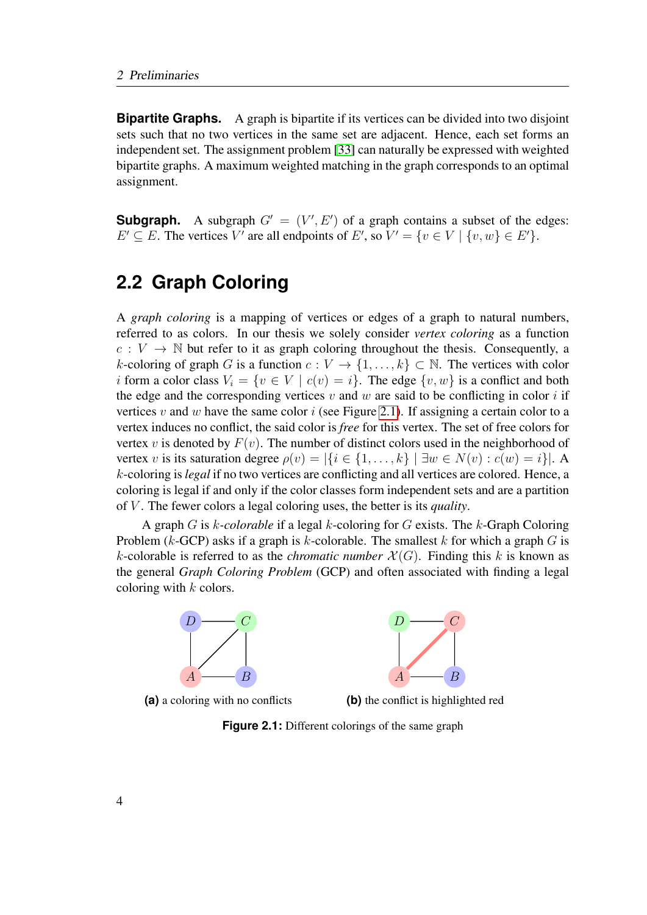**Bipartite Graphs.** A graph is bipartite if its vertices can be divided into two disjoint sets such that no two vertices in the same set are adjacent. Hence, each set forms an independent set. The assignment problem [33] can naturally be expressed with weighted bipartite graphs. A maximum weighted matching in the graph corresponds to an optimal assignment.

**Subgraph.** A subgraph $G' = (V', E')$ of a graph contains a subset of the edges: $E' \subseteq E$. The vertices $V'$ are all endpoints of $E'$, so $V' = \{v \in V \mid \{v, w\} \in E'\}$.

## 2.2 Graph Coloring

A *graph coloring* is a mapping of vertices or edges of a graph to natural numbers, referred to as colors. In our thesis we solely consider *vertex coloring* as a function $c : V \to \mathbb{N}$ but refer to it as graph coloring throughout the thesis. Consequently, a $k$-coloring of graph $G$ is a function $c : V \to \{1, \ldots, k\} \subset \mathbb{N}$. The vertices with color $i$ form a color class $V_i = \{v \in V \mid c(v) = i\}$. The edge $\{v, w\}$ is a conflict and both the edge and the corresponding vertices $v$ and $w$ are said to be conflicting in color $i$ if vertices $v$ and $w$ have the same color $i$ (see Figure 2.1). If assigning a certain color to a vertex induces no conflict, the said color is *free* for this vertex. The set of free colors for vertex $v$ is denoted by $F(v)$. The number of distinct colors used in the neighborhood of vertex $v$ is its saturation degree $\rho(v) = |\{i \in \{1, \ldots, k\} \mid \exists w \in N(v) : c(w) = i\}|$. A $k$-coloring is *legal* if no two vertices are conflicting and all vertices are colored. Hence, a coloring is legal if and only if the color classes form independent sets and are a partition of $V$. The fewer colors a legal coloring uses, the better is its *quality*.

A graph $G$ is $k$-*colorable* if a legal $k$-coloring for $G$ exists. The $k$-Graph Coloring Problem ($k$-GCP) asks if a graph is $k$-colorable. The smallest $k$ for which a graph $G$ is $k$-colorable is referred to as the *chromatic number* $\mathcal{X}(G)$. Finding this $k$ is known as the general *Graph Coloring Problem* (GCP) and often associated with finding a legal coloring with $k$ colors.

**(a)** a coloring with no conflicts

**(b)** the conflict is highlighted red

**Figure 2.1:** Different colorings of the same graph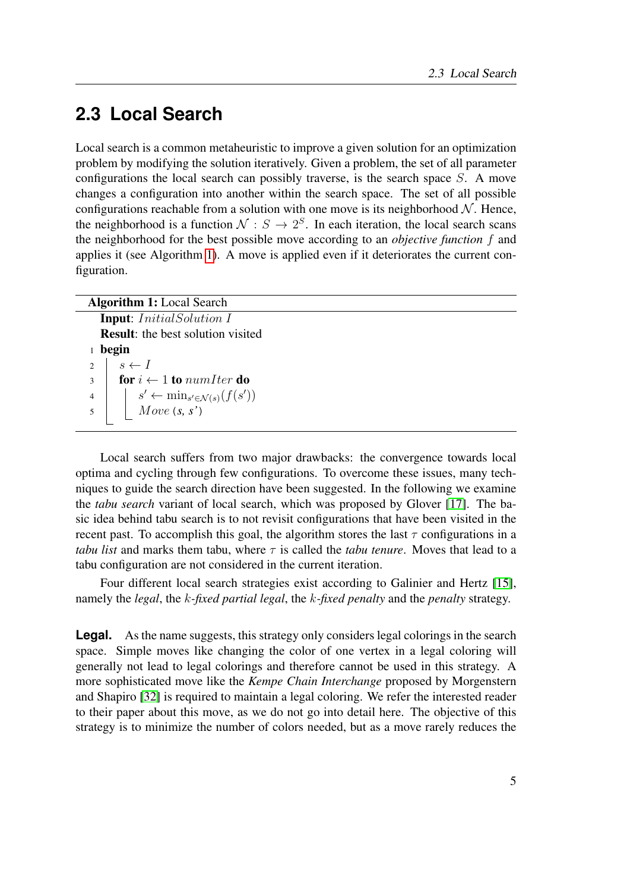## 2.3 Local Search

Local search is a common metaheuristic to improve a given solution for an optimization problem by modifying the solution iteratively. Given a problem, the set of all parameter configurations the local search can possibly traverse, is the search space $S$. A move changes a configuration into another within the search space. The set of all possible configurations reachable from a solution with one move is its neighborhood $\mathcal{N}$. Hence, the neighborhood is a function $\mathcal{N} : S \to 2^S$. In each iteration, the local search scans the neighborhood for the best possible move according to an *objective function* $f$ and applies it (see Algorithm 1). A move is applied even if it deteriorates the current configuration.

**Algorithm 1:** Local Search

```
    Input: InitialSolution I
    Result: the best solution visited
1   begin
2       s ← I
3       for i ← 1 to numIter do
4           s' ← min_{s'∈N(s)}(f(s'))
5           Move (s, s')
```

Local search suffers from two major drawbacks: the convergence towards local optima and cycling through few configurations. To overcome these issues, many techniques to guide the search direction have been suggested. In the following we examine the *tabu search* variant of local search, which was proposed by Glover [17]. The basic idea behind tabu search is to not revisit configurations that have been visited in the recent past. To accomplish this goal, the algorithm stores the last $\tau$ configurations in a *tabu list* and marks them tabu, where $\tau$ is called the *tabu tenure*. Moves that lead to a tabu configuration are not considered in the current iteration.

Four different local search strategies exist according to Galinier and Hertz [15], namely the *legal*, the $k$-*fixed partial legal*, the $k$-*fixed penalty* and the *penalty* strategy.

**Legal.** As the name suggests, this strategy only considers legal colorings in the search space. Simple moves like changing the color of one vertex in a legal coloring will generally not lead to legal colorings and therefore cannot be used in this strategy. A more sophisticated move like the *Kempe Chain Interchange* proposed by Morgenstern and Shapiro [32] is required to maintain a legal coloring. We refer the interested reader to their paper about this move, as we do not go into detail here. The objective of this strategy is to minimize the number of colors needed, but as a move rarely reduces the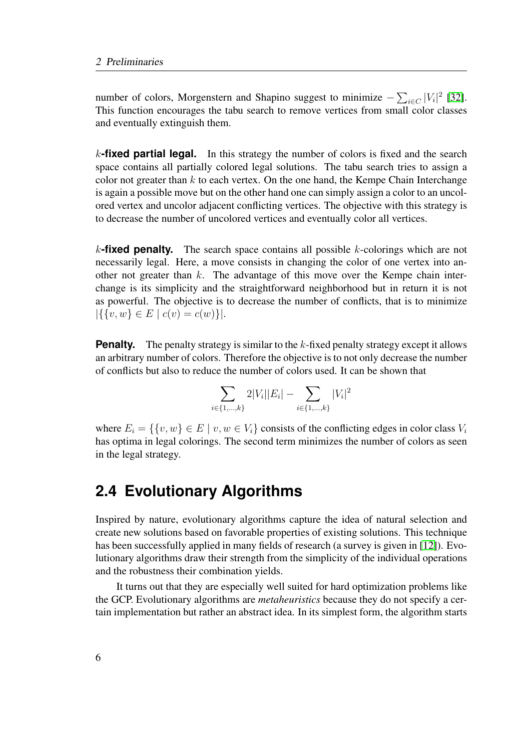number of colors, Morgenstern and Shapino suggest to minimize $-\sum_{i \in C} |V_i|^2$ [32]. This function encourages the tabu search to remove vertices from small color classes and eventually extinguish them.

**$k$-fixed partial legal.** In this strategy the number of colors is fixed and the search space contains all partially colored legal solutions. The tabu search tries to assign a color not greater than $k$ to each vertex. On the one hand, the Kempe Chain Interchange is again a possible move but on the other hand one can simply assign a color to an uncolored vertex and uncolor adjacent conflicting vertices. The objective with this strategy is to decrease the number of uncolored vertices and eventually color all vertices.

**$k$-fixed penalty.** The search space contains all possible $k$-colorings which are not necessarily legal. Here, a move consists in changing the color of one vertex into another not greater than $k$. The advantage of this move over the Kempe chain interchange is its simplicity and the straightforward neighborhood but in return it is not as powerful. The objective is to decrease the number of conflicts, that is to minimize $|\{\{v, w\} \in E \mid c(v) = c(w)\}|$.

**Penalty.** The penalty strategy is similar to the $k$-fixed penalty strategy except it allows an arbitrary number of colors. Therefore the objective is to not only decrease the number of conflicts but also to reduce the number of colors used. It can be shown that

$$\sum_{i \in \{1,\ldots,k\}} 2|V_i||E_i| - \sum_{i \in \{1,\ldots,k\}} |V_i|^2$$

where $E_i = \{\{v, w\} \in E \mid v, w \in V_i\}$ consists of the conflicting edges in color class $V_i$ has optima in legal colorings. The second term minimizes the number of colors as seen in the legal strategy.

## 2.4 Evolutionary Algorithms

Inspired by nature, evolutionary algorithms capture the idea of natural selection and create new solutions based on favorable properties of existing solutions. This technique has been successfully applied in many fields of research (a survey is given in [12]). Evolutionary algorithms draw their strength from the simplicity of the individual operations and the robustness their combination yields.

It turns out that they are especially well suited for hard optimization problems like the GCP. Evolutionary algorithms are *metaheuristics* because they do not specify a certain implementation but rather an abstract idea. In its simplest form, the algorithm starts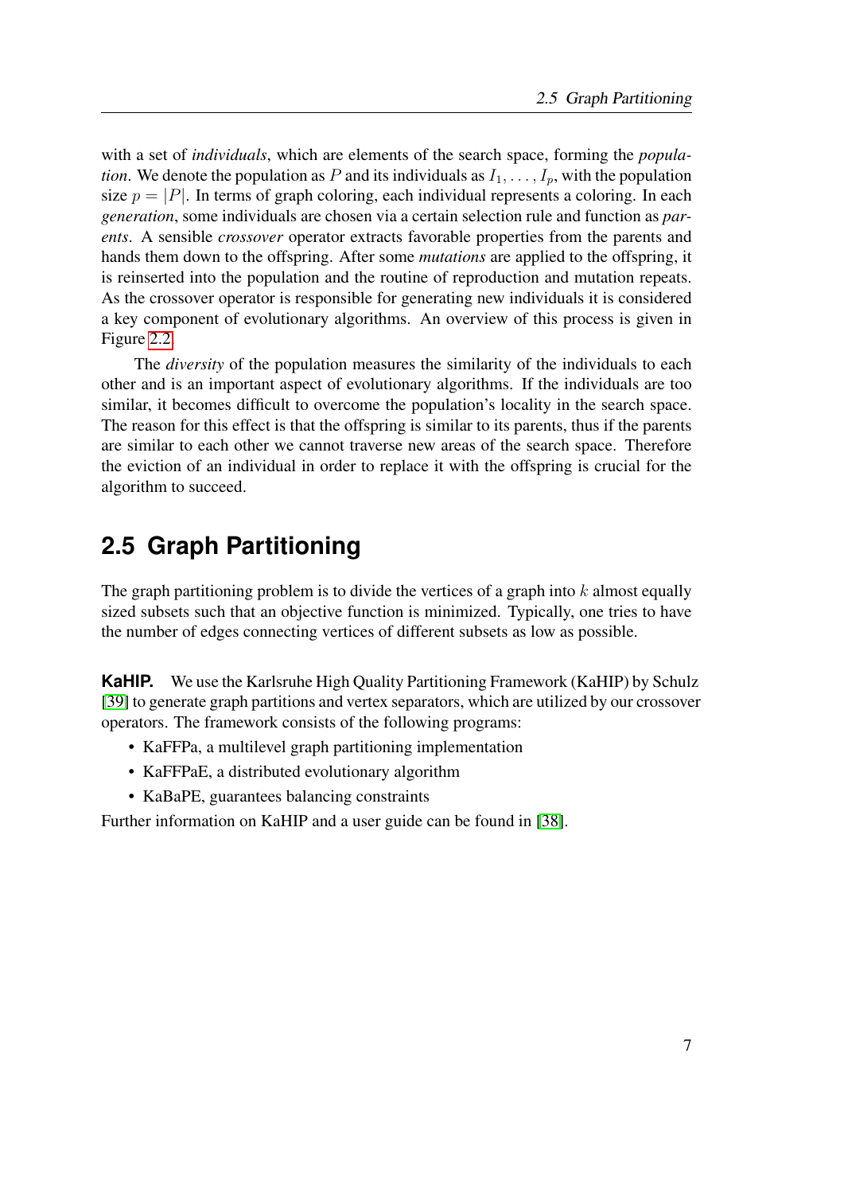with a set of *individuals*, which are elements of the search space, forming the *population*. We denote the population as $P$ and its individuals as $I_1, \dots, I_p$, with the population size $p = |P|$. In terms of graph coloring, each individual represents a coloring. In each *generation*, some individuals are chosen via a certain selection rule and function as *parents*. A sensible *crossover* operator extracts favorable properties from the parents and hands them down to the offspring. After some *mutations* are applied to the offspring, it is reinserted into the population and the routine of reproduction and mutation repeats. As the crossover operator is responsible for generating new individuals it is considered a key component of evolutionary algorithms. An overview of this process is given in Figure 2.2.

The *diversity* of the population measures the similarity of the individuals to each other and is an important aspect of evolutionary algorithms. If the individuals are too similar, it becomes difficult to overcome the population's locality in the search space. The reason for this effect is that the offspring is similar to its parents, thus if the parents are similar to each other we cannot traverse new areas of the search space. Therefore the eviction of an individual in order to replace it with the offspring is crucial for the algorithm to succeed.

## 2.5 Graph Partitioning

The graph partitioning problem is to divide the vertices of a graph into $k$ almost equally sized subsets such that an objective function is minimized. Typically, one tries to have the number of edges connecting vertices of different subsets as low as possible.

**KaHIP.** We use the Karlsruhe High Quality Partitioning Framework (KaHIP) by Schulz [39] to generate graph partitions and vertex separators, which are utilized by our crossover operators. The framework consists of the following programs:

- KaFFPa, a multilevel graph partitioning implementation
- KaFFPaE, a distributed evolutionary algorithm
- KaBaPE, guarantees balancing constraints

Further information on KaHIP and a user guide can be found in [38].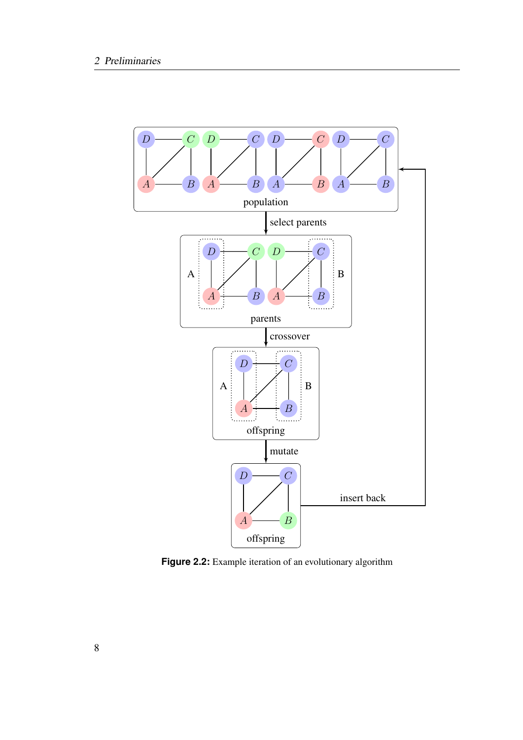Figure 2.2: Example iteration of an evolutionary algorithm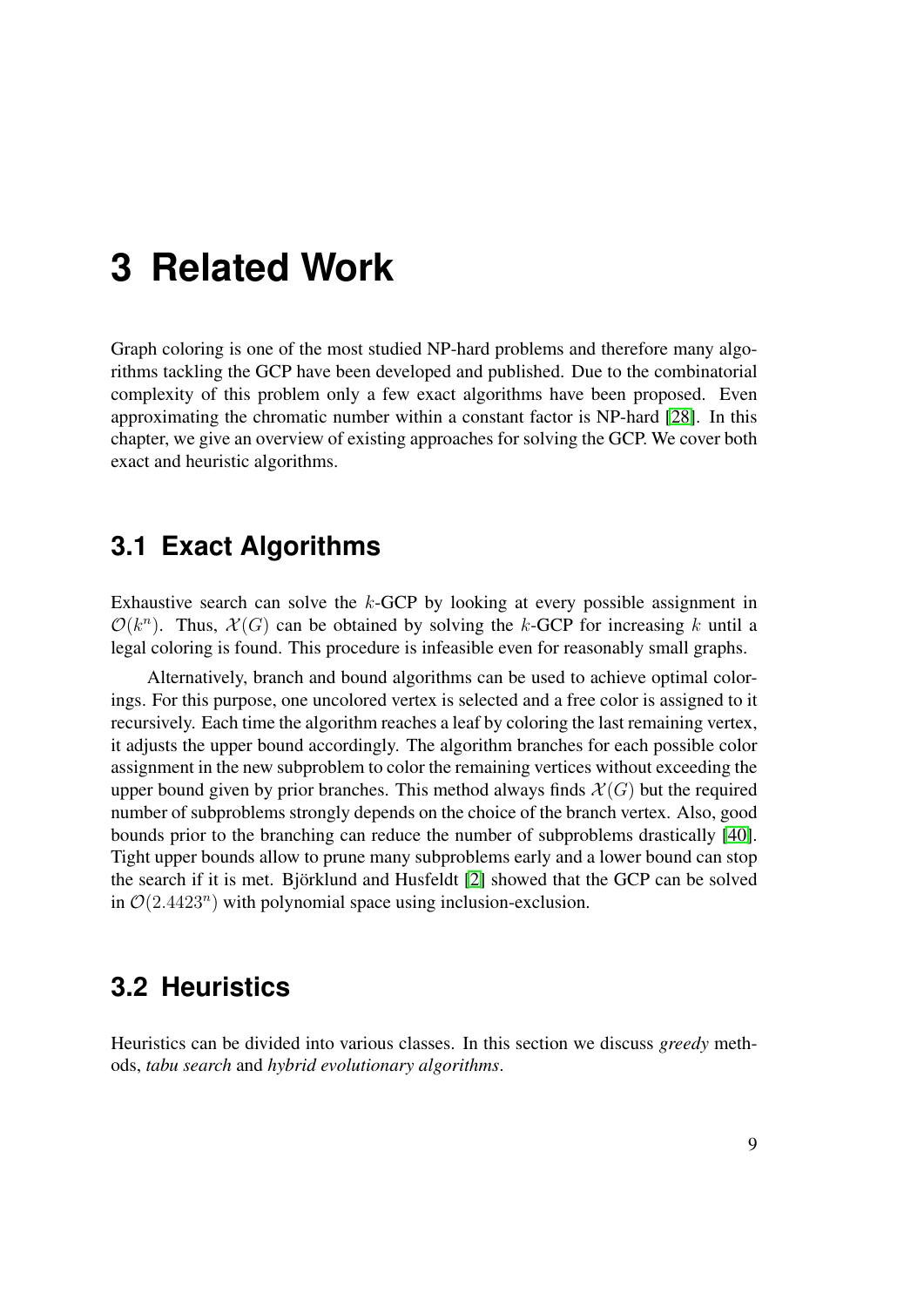# 3 Related Work

Graph coloring is one of the most studied NP-hard problems and therefore many algorithms tackling the GCP have been developed and published. Due to the combinatorial complexity of this problem only a few exact algorithms have been proposed. Even approximating the chromatic number within a constant factor is NP-hard [28]. In this chapter, we give an overview of existing approaches for solving the GCP. We cover both exact and heuristic algorithms.

## 3.1 Exact Algorithms

Exhaustive search can solve the $k$-GCP by looking at every possible assignment in $\mathcal{O}(k^n)$. Thus, $\mathcal{X}(G)$ can be obtained by solving the $k$-GCP for increasing $k$ until a legal coloring is found. This procedure is infeasible even for reasonably small graphs.

Alternatively, branch and bound algorithms can be used to achieve optimal colorings. For this purpose, one uncolored vertex is selected and a free color is assigned to it recursively. Each time the algorithm reaches a leaf by coloring the last remaining vertex, it adjusts the upper bound accordingly. The algorithm branches for each possible color assignment in the new subproblem to color the remaining vertices without exceeding the upper bound given by prior branches. This method always finds $\mathcal{X}(G)$ but the required number of subproblems strongly depends on the choice of the branch vertex. Also, good bounds prior to the branching can reduce the number of subproblems drastically [40]. Tight upper bounds allow to prune many subproblems early and a lower bound can stop the search if it is met. Björklund and Husfeldt [2] showed that the GCP can be solved in $\mathcal{O}(2.4423^n)$ with polynomial space using inclusion-exclusion.

## 3.2 Heuristics

Heuristics can be divided into various classes. In this section we discuss *greedy* methods, *tabu search* and *hybrid evolutionary algorithms*.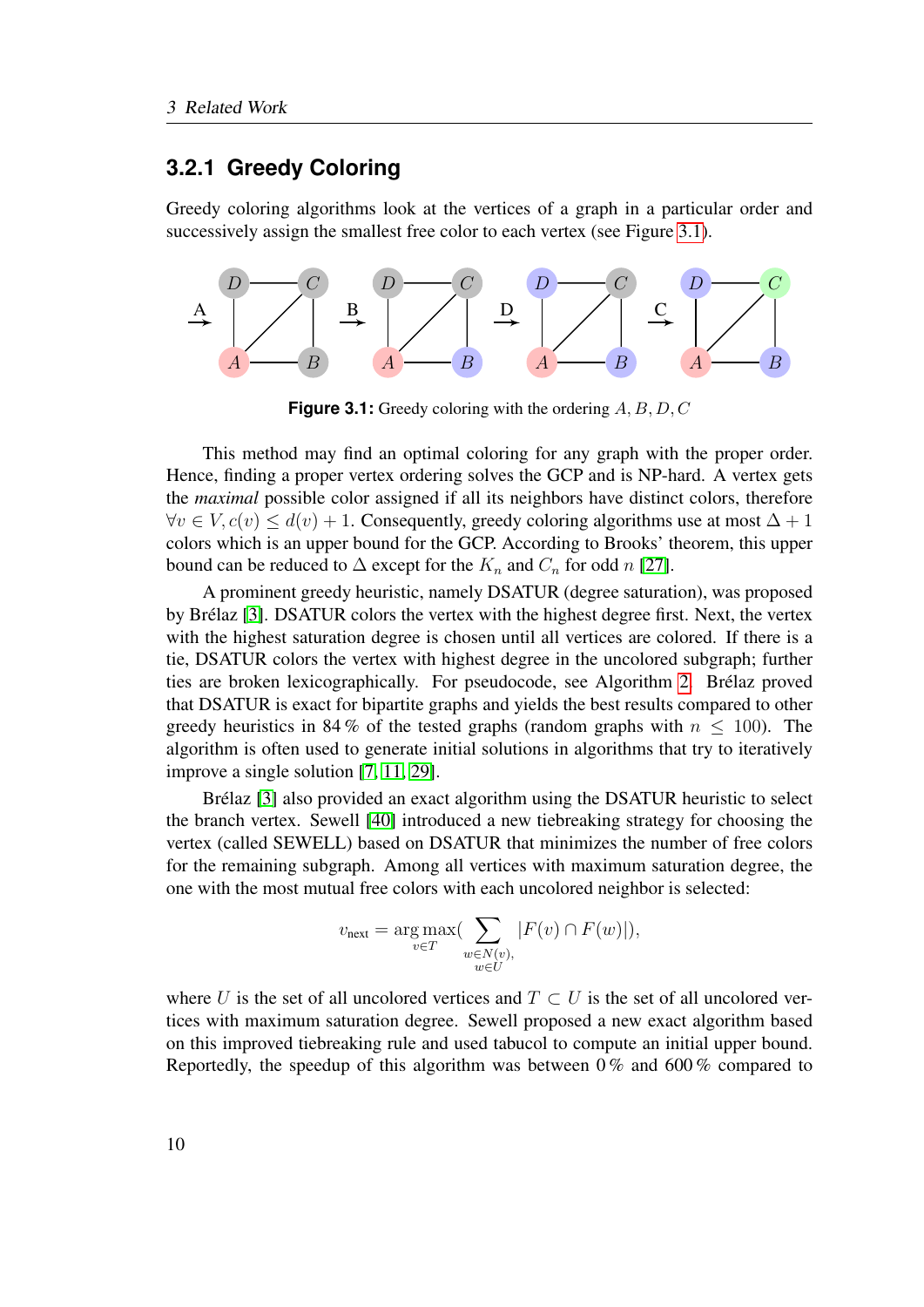### 3.2.1 Greedy Coloring

Greedy coloring algorithms look at the vertices of a graph in a particular order and successively assign the smallest free color to each vertex (see Figure 3.1).

**Figure 3.1:** Greedy coloring with the ordering $A, B, D, C$

This method may find an optimal coloring for any graph with the proper order. Hence, finding a proper vertex ordering solves the GCP and is NP-hard. A vertex gets the *maximal* possible color assigned if all its neighbors have distinct colors, therefore $\forall v \in V, c(v) \leq d(v) + 1$. Consequently, greedy coloring algorithms use at most $\Delta + 1$ colors which is an upper bound for the GCP. According to Brooks' theorem, this upper bound can be reduced to $\Delta$ except for the $K_n$ and $C_n$ for odd $n$ [27].

A prominent greedy heuristic, namely DSATUR (degree saturation), was proposed by Brélaz [3]. DSATUR colors the vertex with the highest degree first. Next, the vertex with the highest saturation degree is chosen until all vertices are colored. If there is a tie, DSATUR colors the vertex with highest degree in the uncolored subgraph; further ties are broken lexicographically. For pseudocode, see Algorithm 2. Brélaz proved that DSATUR is exact for bipartite graphs and yields the best results compared to other greedy heuristics in 84 % of the tested graphs (random graphs with $n \leq 100$). The algorithm is often used to generate initial solutions in algorithms that try to iteratively improve a single solution [7, 11, 29].

Brélaz [3] also provided an exact algorithm using the DSATUR heuristic to select the branch vertex. Sewell [40] introduced a new tiebreaking strategy for choosing the vertex (called SEWELL) based on DSATUR that minimizes the number of free colors for the remaining subgraph. Among all vertices with maximum saturation degree, the one with the most mutual free colors with each uncolored neighbor is selected:

$$v_{\text{next}} = \underset{v \in T}{\arg\max} \left( \sum_{\substack{w \in N(v), \\ w \in U}} |F(v) \cap F(w)| \right),$$

where $U$ is the set of all uncolored vertices and $T \subset U$ is the set of all uncolored vertices with maximum saturation degree. Sewell proposed a new exact algorithm based on this improved tiebreaking rule and used tabucol to compute an initial upper bound. Reportedly, the speedup of this algorithm was between 0 % and 600 % compared to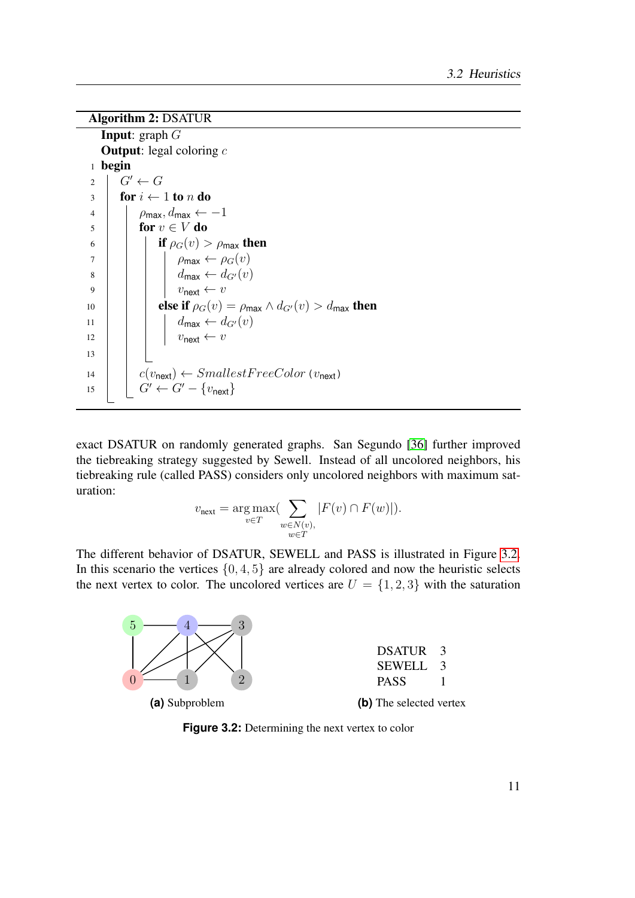**Algorithm 2:** DSATUR

**Input**: graph $G$
**Output**: legal coloring $c$

```
1  begin
2    G' ← G
3    for i ← 1 to n do
4      ρ_max, d_max ← −1
5      for v ∈ V do
6        if ρ_G(v) > ρ_max then
7          ρ_max ← ρ_G(v)
8          d_max ← d_G'(v)
9          v_next ← v
10       else if ρ_G(v) = ρ_max ∧ d_G'(v) > d_max then
11         d_max ← d_G'(v)
12         v_next ← v
13
14     c(v_next) ← SmallestFreeColor(v_next)
15     G' ← G' − {v_next}
```

exact DSATUR on randomly generated graphs. San Segundo [36] further improved the tiebreaking strategy suggested by Sewell. Instead of all uncolored neighbors, his tiebreaking rule (called PASS) considers only uncolored neighbors with maximum saturation:

$$v_{\text{next}} = \arg\max_{v \in T} \Big( \sum_{\substack{w \in N(v), \\ w \in T}} |F(v) \cap F(w)| \Big).$$

The different behavior of DSATUR, SEWELL and PASS is illustrated in Figure 3.2. In this scenario the vertices $\{0, 4, 5\}$ are already colored and now the heuristic selects the next vertex to color. The uncolored vertices are $U = \{1, 2, 3\}$ with the saturation

**(a)** Subproblem

| | |
|---|---|
| DSATUR | 3 |
| SEWELL | 3 |
| PASS | 1 |

**(b)** The selected vertex

**Figure 3.2:** Determining the next vertex to color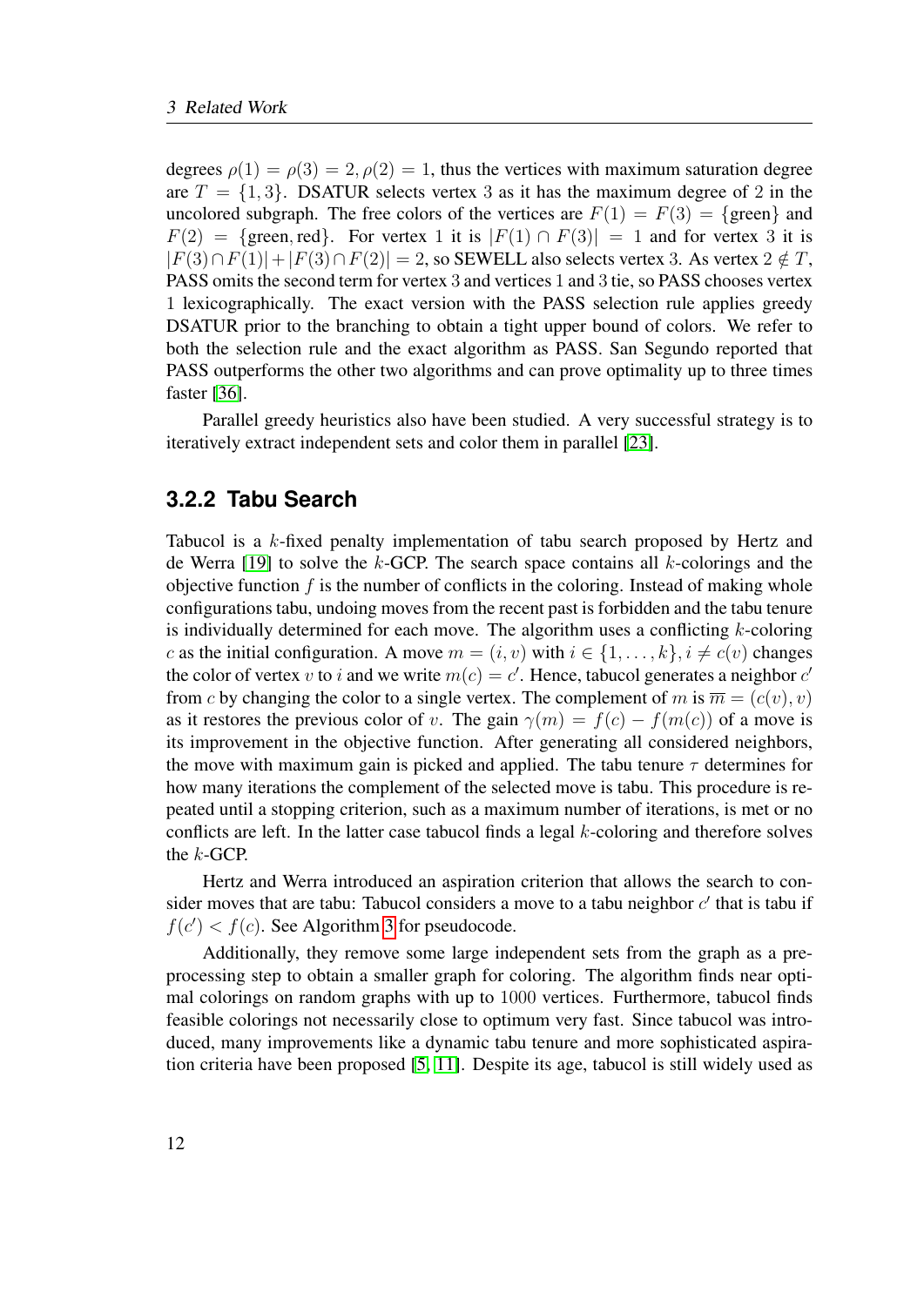degrees $\rho(1) = \rho(3) = 2, \rho(2) = 1$, thus the vertices with maximum saturation degree are $T = \{1, 3\}$. DSATUR selects vertex 3 as it has the maximum degree of 2 in the uncolored subgraph. The free colors of the vertices are $F(1) = F(3) = \{\text{green}\}$ and $F(2) = \{\text{green}, \text{red}\}$. For vertex 1 it is $|F(1) \cap F(3)| = 1$ and for vertex 3 it is $|F(3) \cap F(1)| + |F(3) \cap F(2)| = 2$, so SEWELL also selects vertex 3. As vertex $2 \notin T$, PASS omits the second term for vertex 3 and vertices 1 and 3 tie, so PASS chooses vertex 1 lexicographically. The exact version with the PASS selection rule applies greedy DSATUR prior to the branching to obtain a tight upper bound of colors. We refer to both the selection rule and the exact algorithm as PASS. San Segundo reported that PASS outperforms the other two algorithms and can prove optimality up to three times faster [36].

Parallel greedy heuristics also have been studied. A very successful strategy is to iteratively extract independent sets and color them in parallel [23].

### 3.2.2 Tabu Search

Tabucol is a $k$-fixed penalty implementation of tabu search proposed by Hertz and de Werra [19] to solve the $k$-GCP. The search space contains all $k$-colorings and the objective function $f$ is the number of conflicts in the coloring. Instead of making whole configurations tabu, undoing moves from the recent past is forbidden and the tabu tenure is individually determined for each move. The algorithm uses a conflicting $k$-coloring $c$ as the initial configuration. A move $m = (i, v)$ with $i \in \{1, \dots, k\}, i \neq c(v)$ changes the color of vertex $v$ to $i$ and we write $m(c) = c'$. Hence, tabucol generates a neighbor $c'$ from $c$ by changing the color to a single vertex. The complement of $m$ is $\overline{m} = (c(v), v)$ as it restores the previous color of $v$. The gain $\gamma(m) = f(c) - f(m(c))$ of a move is its improvement in the objective function. After generating all considered neighbors, the move with maximum gain is picked and applied. The tabu tenure $\tau$ determines for how many iterations the complement of the selected move is tabu. This procedure is repeated until a stopping criterion, such as a maximum number of iterations, is met or no conflicts are left. In the latter case tabucol finds a legal $k$-coloring and therefore solves the $k$-GCP.

Hertz and Werra introduced an aspiration criterion that allows the search to consider moves that are tabu: Tabucol considers a move to a tabu neighbor $c'$ that is tabu if $f(c') < f(c)$. See Algorithm 3 for pseudocode.

Additionally, they remove some large independent sets from the graph as a preprocessing step to obtain a smaller graph for coloring. The algorithm finds near optimal colorings on random graphs with up to $1000$ vertices. Furthermore, tabucol finds feasible colorings not necessarily close to optimum very fast. Since tabucol was introduced, many improvements like a dynamic tabu tenure and more sophisticated aspiration criteria have been proposed [5, 11]. Despite its age, tabucol is still widely used as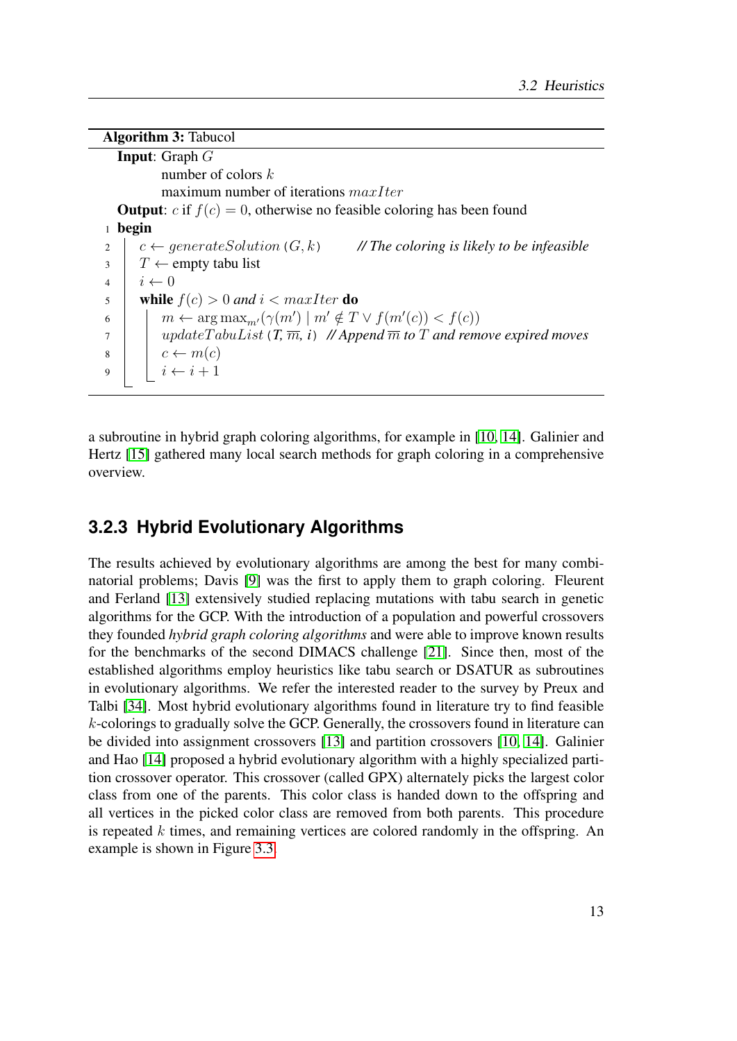**Algorithm 3:** Tabucol

```
   Input: Graph G
          number of colors k
          maximum number of iterations maxIter
   Output: c if f(c) = 0, otherwise no feasible coloring has been found
1  begin
2      c ← generateSolution (G, k)        // The coloring is likely to be infeasible
3      T ← empty tabu list
4      i ← 0
5      while f(c) > 0 and i < maxIter do
6          m ← arg max_{m'}(γ(m') | m' ∉ T ∨ f(m'(c)) < f(c))
7          updateTabuList (T, m̄, i)  // Append m̄ to T and remove expired moves
8          c ← m(c)
9          i ← i + 1
```

a subroutine in hybrid graph coloring algorithms, for example in [10, 14]. Galinier and Hertz [15] gathered many local search methods for graph coloring in a comprehensive overview.

### 3.2.3 Hybrid Evolutionary Algorithms

The results achieved by evolutionary algorithms are among the best for many combinatorial problems; Davis [9] was the first to apply them to graph coloring. Fleurent and Ferland [13] extensively studied replacing mutations with tabu search in genetic algorithms for the GCP. With the introduction of a population and powerful crossovers they founded *hybrid graph coloring algorithms* and were able to improve known results for the benchmarks of the second DIMACS challenge [21]. Since then, most of the established algorithms employ heuristics like tabu search or DSATUR as subroutines in evolutionary algorithms. We refer the interested reader to the survey by Preux and Talbi [34]. Most hybrid evolutionary algorithms found in literature try to find feasible $k$-colorings to gradually solve the GCP. Generally, the crossovers found in literature can be divided into assignment crossovers [13] and partition crossovers [10, 14]. Galinier and Hao [14] proposed a hybrid evolutionary algorithm with a highly specialized partition crossover operator. This crossover (called GPX) alternately picks the largest color class from one of the parents. This color class is handed down to the offspring and all vertices in the picked color class are removed from both parents. This procedure is repeated $k$ times, and remaining vertices are colored randomly in the offspring. An example is shown in Figure 3.3.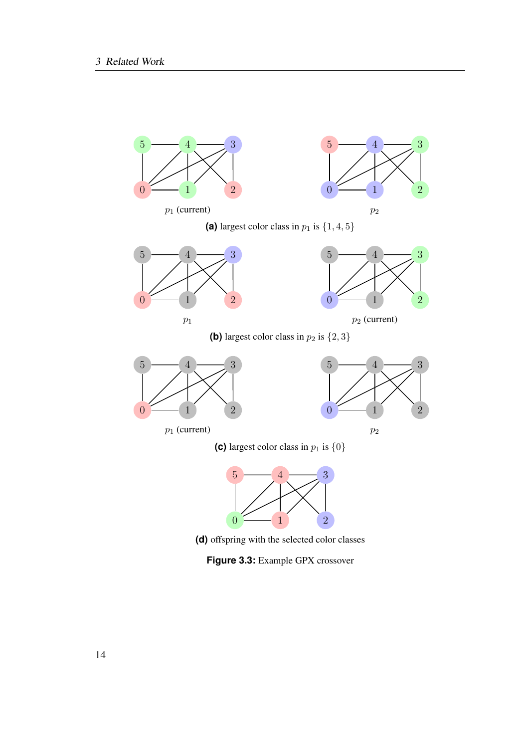$p_1$ (current)

$p_2$

**(a)** largest color class in $p_1$ is $\{1, 4, 5\}$

$p_1$

$p_2$ (current)

**(b)** largest color class in $p_2$ is $\{2, 3\}$

$p_1$ (current)

$p_2$

**(c)** largest color class in $p_1$ is $\{0\}$

**(d)** offspring with the selected color classes

**Figure 3.3:** Example GPX crossover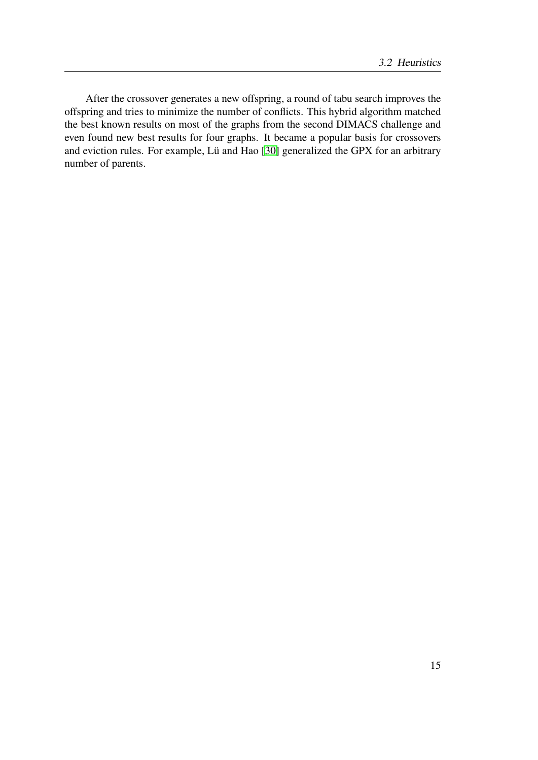After the crossover generates a new offspring, a round of tabu search improves the offspring and tries to minimize the number of conflicts. This hybrid algorithm matched the best known results on most of the graphs from the second DIMACS challenge and even found new best results for four graphs. It became a popular basis for crossovers and eviction rules. For example, Lü and Hao [30] generalized the GPX for an arbitrary number of parents.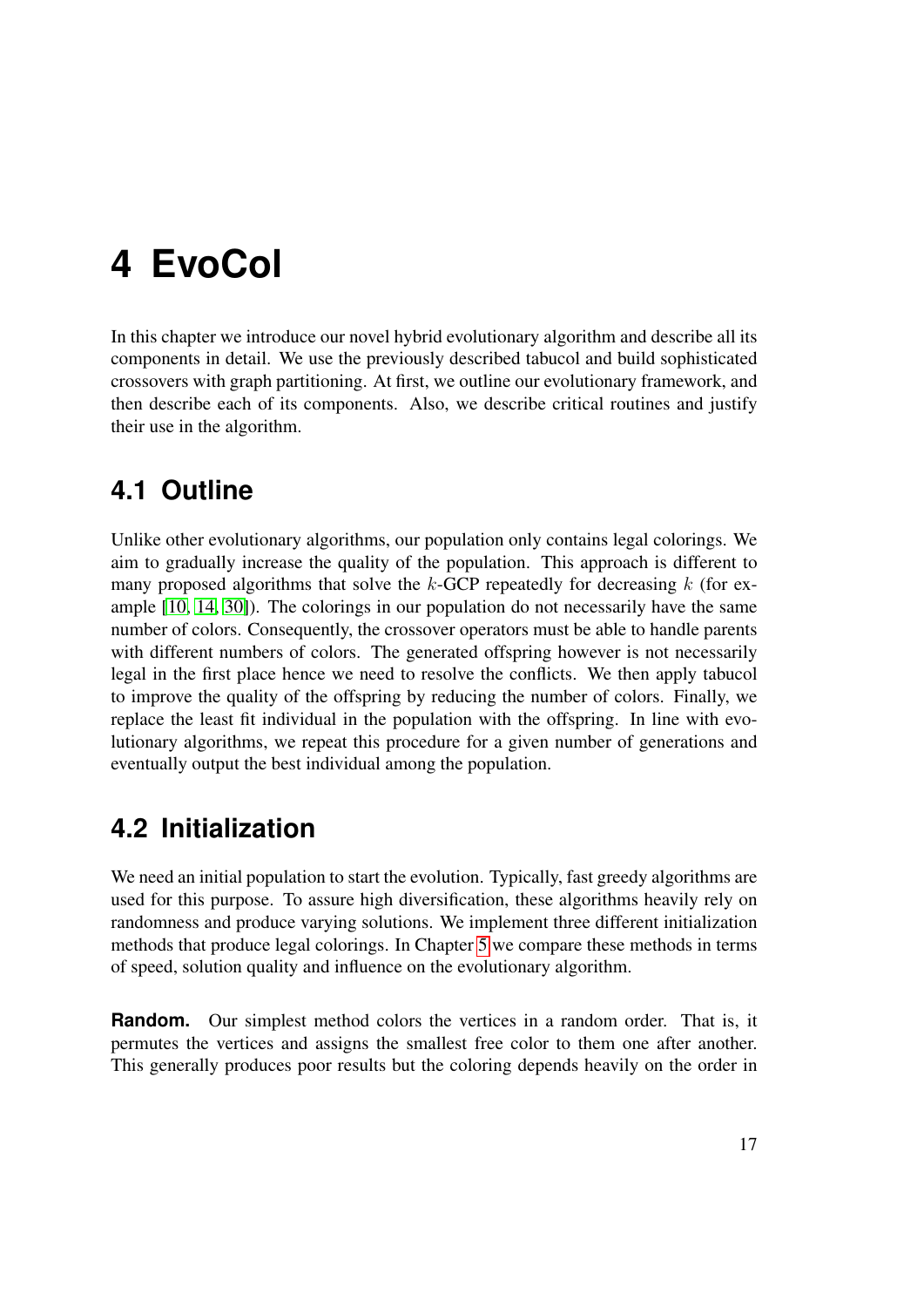# 4 EvoCol

In this chapter we introduce our novel hybrid evolutionary algorithm and describe all its components in detail. We use the previously described tabucol and build sophisticated crossovers with graph partitioning. At first, we outline our evolutionary framework, and then describe each of its components. Also, we describe critical routines and justify their use in the algorithm.

## 4.1 Outline

Unlike other evolutionary algorithms, our population only contains legal colorings. We aim to gradually increase the quality of the population. This approach is different to many proposed algorithms that solve the $k$-GCP repeatedly for decreasing $k$ (for example [10, 14, 30]). The colorings in our population do not necessarily have the same number of colors. Consequently, the crossover operators must be able to handle parents with different numbers of colors. The generated offspring however is not necessarily legal in the first place hence we need to resolve the conflicts. We then apply tabucol to improve the quality of the offspring by reducing the number of colors. Finally, we replace the least fit individual in the population with the offspring. In line with evolutionary algorithms, we repeat this procedure for a given number of generations and eventually output the best individual among the population.

## 4.2 Initialization

We need an initial population to start the evolution. Typically, fast greedy algorithms are used for this purpose. To assure high diversification, these algorithms heavily rely on randomness and produce varying solutions. We implement three different initialization methods that produce legal colorings. In Chapter 5 we compare these methods in terms of speed, solution quality and influence on the evolutionary algorithm.

**Random.** Our simplest method colors the vertices in a random order. That is, it permutes the vertices and assigns the smallest free color to them one after another. This generally produces poor results but the coloring depends heavily on the order in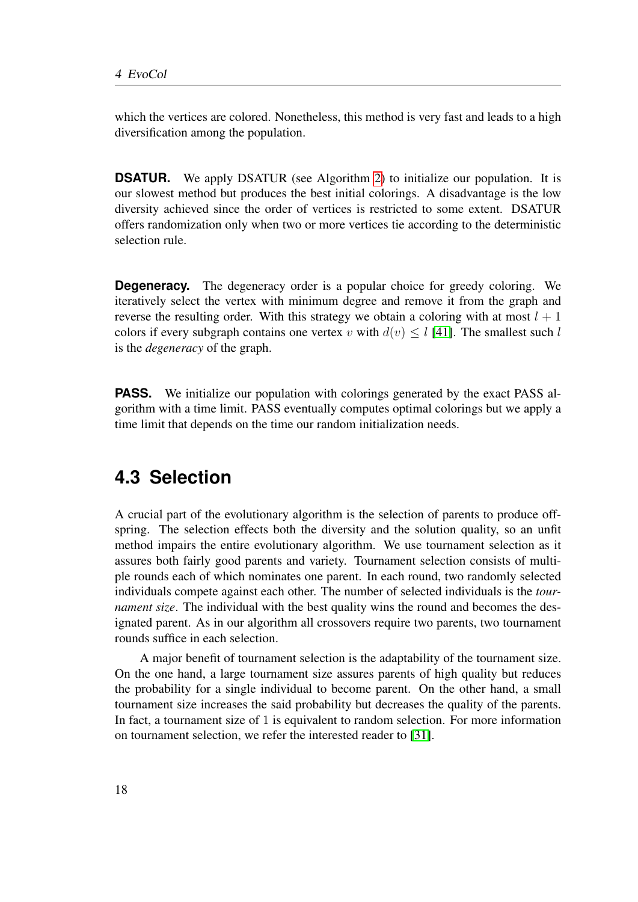which the vertices are colored. Nonetheless, this method is very fast and leads to a high diversification among the population.

**DSATUR.** We apply DSATUR (see Algorithm 2) to initialize our population. It is our slowest method but produces the best initial colorings. A disadvantage is the low diversity achieved since the order of vertices is restricted to some extent. DSATUR offers randomization only when two or more vertices tie according to the deterministic selection rule.

**Degeneracy.** The degeneracy order is a popular choice for greedy coloring. We iteratively select the vertex with minimum degree and remove it from the graph and reverse the resulting order. With this strategy we obtain a coloring with at most $l + 1$ colors if every subgraph contains one vertex $v$ with $d(v) \leq l$ [41]. The smallest such $l$ is the *degeneracy* of the graph.

**PASS.** We initialize our population with colorings generated by the exact PASS algorithm with a time limit. PASS eventually computes optimal colorings but we apply a time limit that depends on the time our random initialization needs.

## 4.3 Selection

A crucial part of the evolutionary algorithm is the selection of parents to produce offspring. The selection effects both the diversity and the solution quality, so an unfit method impairs the entire evolutionary algorithm. We use tournament selection as it assures both fairly good parents and variety. Tournament selection consists of multiple rounds each of which nominates one parent. In each round, two randomly selected individuals compete against each other. The number of selected individuals is the *tournament size*. The individual with the best quality wins the round and becomes the designated parent. As in our algorithm all crossovers require two parents, two tournament rounds suffice in each selection.

A major benefit of tournament selection is the adaptability of the tournament size. On the one hand, a large tournament size assures parents of high quality but reduces the probability for a single individual to become parent. On the other hand, a small tournament size increases the said probability but decreases the quality of the parents. In fact, a tournament size of 1 is equivalent to random selection. For more information on tournament selection, we refer the interested reader to [31].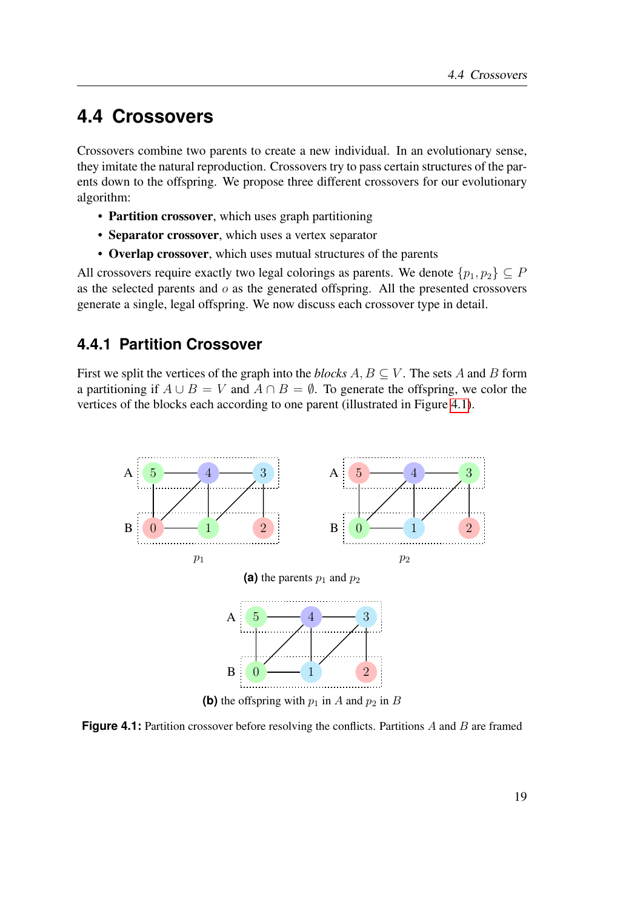## 4.4 Crossovers

Crossovers combine two parents to create a new individual. In an evolutionary sense, they imitate the natural reproduction. Crossovers try to pass certain structures of the parents down to the offspring. We propose three different crossovers for our evolutionary algorithm:

- **Partition crossover**, which uses graph partitioning
- **Separator crossover**, which uses a vertex separator
- **Overlap crossover**, which uses mutual structures of the parents

All crossovers require exactly two legal colorings as parents. We denote $\{p_1, p_2\} \subseteq P$ as the selected parents and $o$ as the generated offspring. All the presented crossovers generate a single, legal offspring. We now discuss each crossover type in detail.

### 4.4.1 Partition Crossover

First we split the vertices of the graph into the *blocks* $A, B \subseteq V$. The sets $A$ and $B$ form a partitioning if $A \cup B = V$ and $A \cap B = \emptyset$. To generate the offspring, we color the vertices of the blocks each according to one parent (illustrated in Figure 4.1).

**(a)** the parents $p_1$ and $p_2$

**(b)** the offspring with $p_1$ in $A$ and $p_2$ in $B$

**Figure 4.1:** Partition crossover before resolving the conflicts. Partitions $A$ and $B$ are framed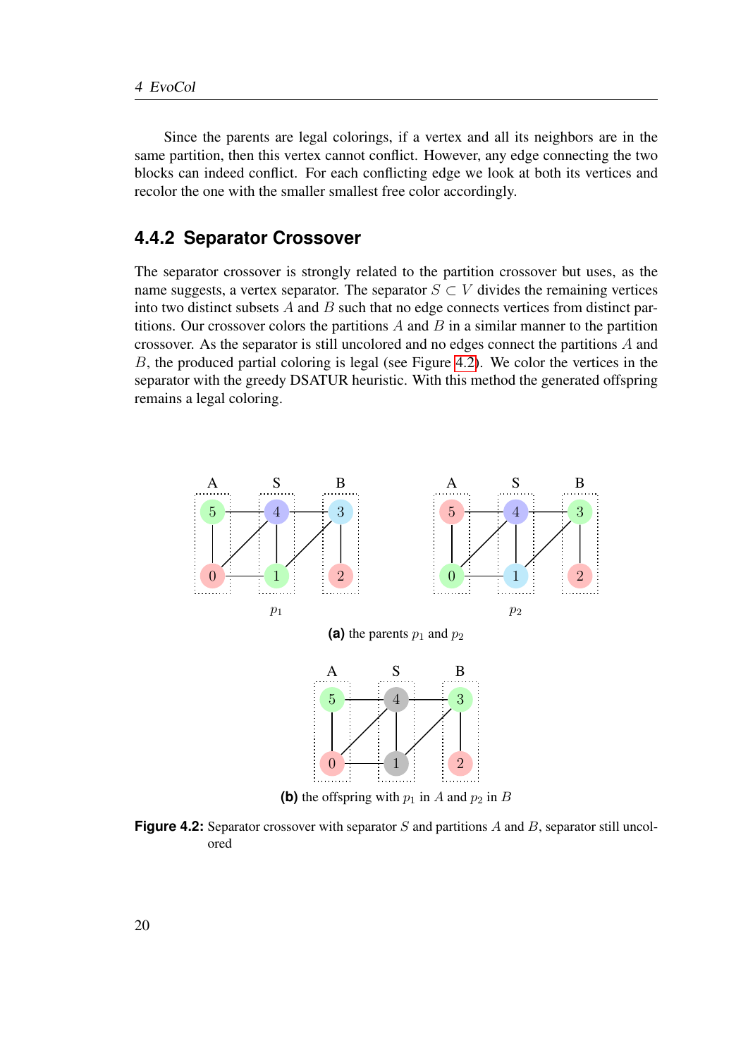Since the parents are legal colorings, if a vertex and all its neighbors are in the same partition, then this vertex cannot conflict. However, any edge connecting the two blocks can indeed conflict. For each conflicting edge we look at both its vertices and recolor the one with the smaller smallest free color accordingly.

### 4.4.2 Separator Crossover

The separator crossover is strongly related to the partition crossover but uses, as the name suggests, a vertex separator. The separator $S \subset V$ divides the remaining vertices into two distinct subsets $A$ and $B$ such that no edge connects vertices from distinct partitions. Our crossover colors the partitions $A$ and $B$ in a similar manner to the partition crossover. As the separator is still uncolored and no edges connect the partitions $A$ and $B$, the produced partial coloring is legal (see Figure 4.2). We color the vertices in the separator with the greedy DSATUR heuristic. With this method the generated offspring remains a legal coloring.

**(a)** the parents $p_1$ and $p_2$

**(b)** the offspring with $p_1$ in $A$ and $p_2$ in $B$

**Figure 4.2:** Separator crossover with separator $S$ and partitions $A$ and $B$, separator still uncolored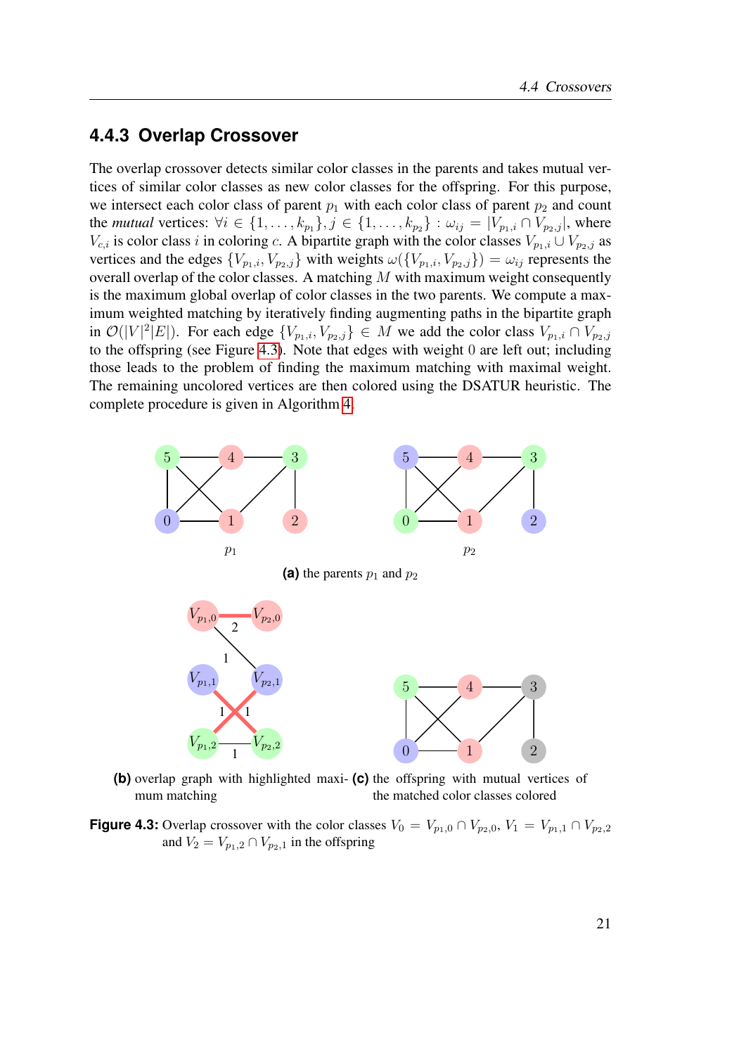### 4.4.3 Overlap Crossover

The overlap crossover detects similar color classes in the parents and takes mutual vertices of similar color classes as new color classes for the offspring. For this purpose, we intersect each color class of parent $p_1$ with each color class of parent $p_2$ and count the *mutual* vertices: $\forall i \in \{1, \ldots, k_{p_1}\}, j \in \{1, \ldots, k_{p_2}\} : \omega_{ij} = |V_{p_1,i} \cap V_{p_2,j}|$, where $V_{c,i}$ is color class $i$ in coloring $c$. A bipartite graph with the color classes $V_{p_1,i} \cup V_{p_2,j}$ as vertices and the edges $\{V_{p_1,i}, V_{p_2,j}\}$ with weights $\omega(\{V_{p_1,i}, V_{p_2,j}\}) = \omega_{ij}$ represents the overall overlap of the color classes. A matching $M$ with maximum weight consequently is the maximum global overlap of color classes in the two parents. We compute a maximum weighted matching by iteratively finding augmenting paths in the bipartite graph in $\mathcal{O}(|V|^2|E|)$. For each edge $\{V_{p_1,i}, V_{p_2,j}\} \in M$ we add the color class $V_{p_1,i} \cap V_{p_2,j}$ to the offspring (see Figure 4.3). Note that edges with weight 0 are left out; including those leads to the problem of finding the maximum matching with maximal weight. The remaining uncolored vertices are then colored using the DSATUR heuristic. The complete procedure is given in Algorithm 4.

**(a)** the parents $p_1$ and $p_2$

**(b)** overlap graph with highlighted maximum matching **(c)** the offspring with mutual vertices of the matched color classes colored

**Figure 4.3:** Overlap crossover with the color classes $V_0 = V_{p_1,0} \cap V_{p_2,0}$, $V_1 = V_{p_1,1} \cap V_{p_2,2}$ and $V_2 = V_{p_1,2} \cap V_{p_2,1}$ in the offspring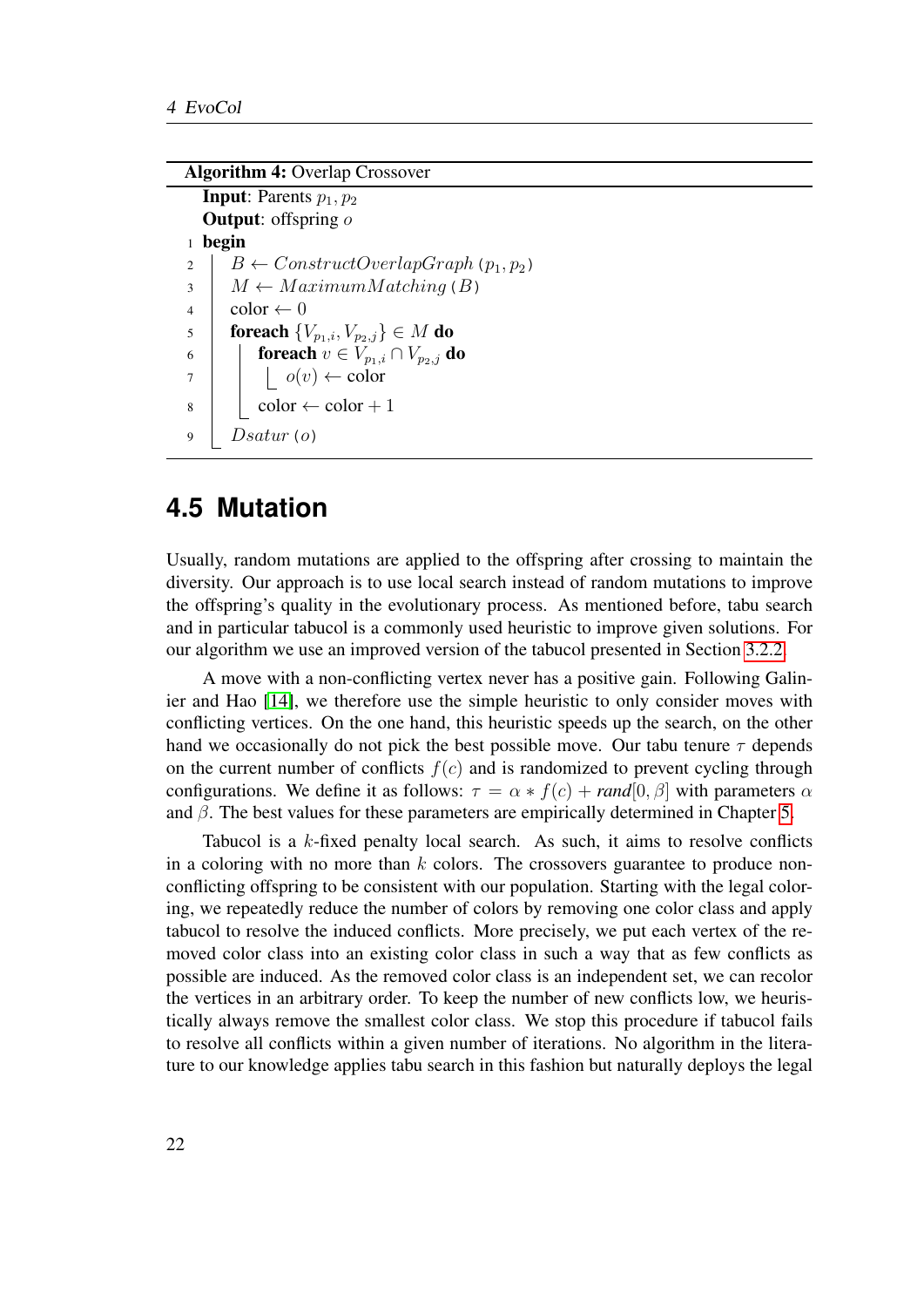**Algorithm 4:** Overlap Crossover

```
   Input: Parents p_1, p_2
   Output: offspring o
1  begin
2      B ← ConstructOverlapGraph(p_1, p_2)
3      M ← MaximumMatching(B)
4      color ← 0
5      foreach {V_{p_1,i}, V_{p_2,j}} ∈ M do
6          foreach v ∈ V_{p_1,i} ∩ V_{p_2,j} do
7              o(v) ← color
8          color ← color + 1
9      Dsatur(o)
```

## 4.5 Mutation

Usually, random mutations are applied to the offspring after crossing to maintain the diversity. Our approach is to use local search instead of random mutations to improve the offspring's quality in the evolutionary process. As mentioned before, tabu search and in particular tabucol is a commonly used heuristic to improve given solutions. For our algorithm we use an improved version of the tabucol presented in Section 3.2.2.

A move with a non-conflicting vertex never has a positive gain. Following Galinier and Hao [14], we therefore use the simple heuristic to only consider moves with conflicting vertices. On the one hand, this heuristic speeds up the search, on the other hand we occasionally do not pick the best possible move. Our tabu tenure $\tau$ depends on the current number of conflicts $f(c)$ and is randomized to prevent cycling through configurations. We define it as follows: $\tau = \alpha * f(c) + \mathit{rand}[0, \beta]$ with parameters $\alpha$ and $\beta$. The best values for these parameters are empirically determined in Chapter 5.

Tabucol is a $k$-fixed penalty local search. As such, it aims to resolve conflicts in a coloring with no more than $k$ colors. The crossovers guarantee to produce non-conflicting offspring to be consistent with our population. Starting with the legal coloring, we repeatedly reduce the number of colors by removing one color class and apply tabucol to resolve the induced conflicts. More precisely, we put each vertex of the removed color class into an existing color class in such a way that as few conflicts as possible are induced. As the removed color class is an independent set, we can recolor the vertices in an arbitrary order. To keep the number of new conflicts low, we heuristically always remove the smallest color class. We stop this procedure if tabucol fails to resolve all conflicts within a given number of iterations. No algorithm in the literature to our knowledge applies tabu search in this fashion but naturally deploys the legal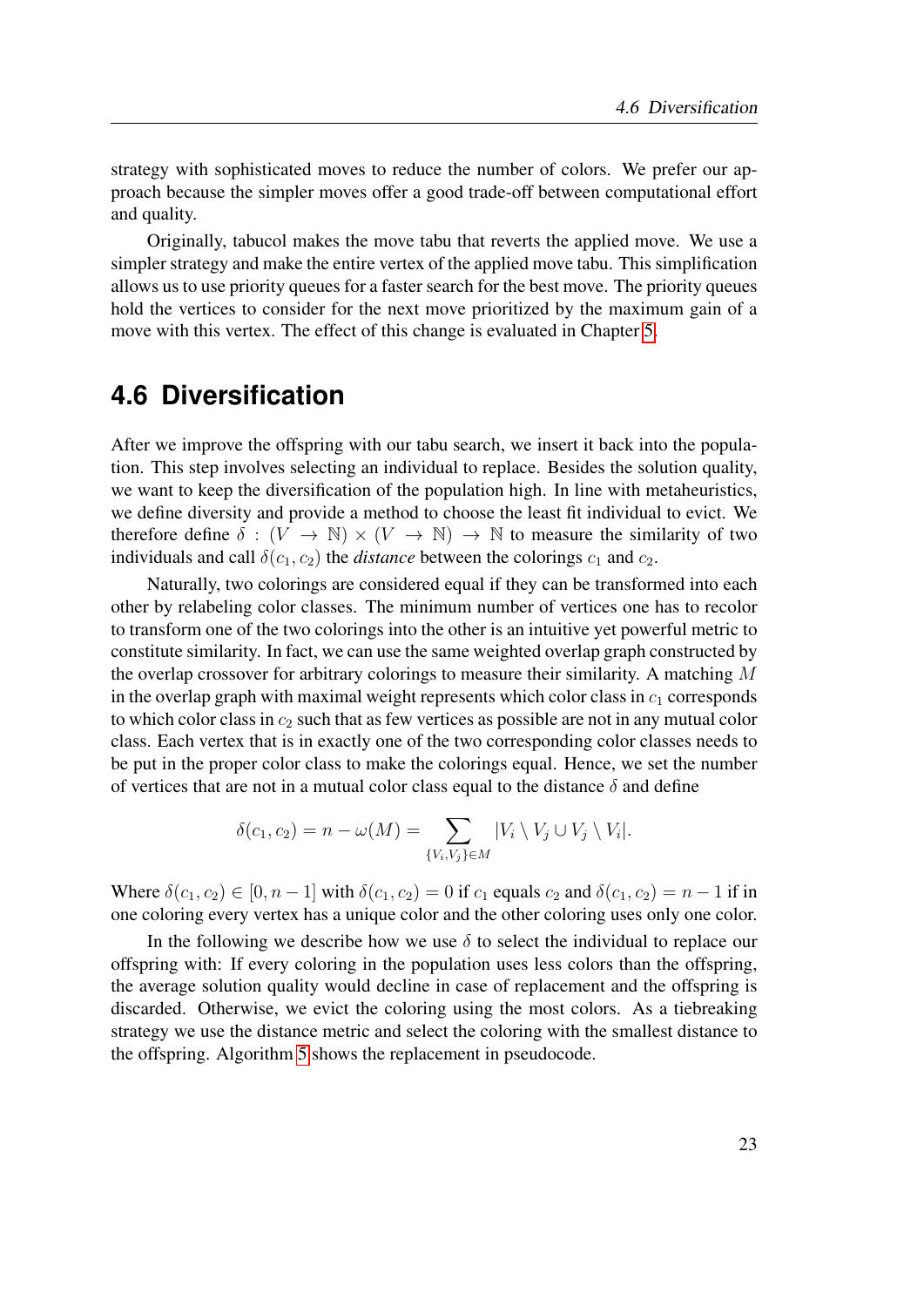strategy with sophisticated moves to reduce the number of colors. We prefer our approach because the simpler moves offer a good trade-off between computational effort and quality.

Originally, tabucol makes the move tabu that reverts the applied move. We use a simpler strategy and make the entire vertex of the applied move tabu. This simplification allows us to use priority queues for a faster search for the best move. The priority queues hold the vertices to consider for the next move prioritized by the maximum gain of a move with this vertex. The effect of this change is evaluated in Chapter 5.

## 4.6 Diversification

After we improve the offspring with our tabu search, we insert it back into the population. This step involves selecting an individual to replace. Besides the solution quality, we want to keep the diversification of the population high. In line with metaheuristics, we define diversity and provide a method to choose the least fit individual to evict. We therefore define $\delta : (V \to \mathbb{N}) \times (V \to \mathbb{N}) \to \mathbb{N}$ to measure the similarity of two individuals and call $\delta(c_1, c_2)$ the *distance* between the colorings $c_1$ and $c_2$.

Naturally, two colorings are considered equal if they can be transformed into each other by relabeling color classes. The minimum number of vertices one has to recolor to transform one of the two colorings into the other is an intuitive yet powerful metric to constitute similarity. In fact, we can use the same weighted overlap graph constructed by the overlap crossover for arbitrary colorings to measure their similarity. A matching $M$ in the overlap graph with maximal weight represents which color class in $c_1$ corresponds to which color class in $c_2$ such that as few vertices as possible are not in any mutual color class. Each vertex that is in exactly one of the two corresponding color classes needs to be put in the proper color class to make the colorings equal. Hence, we set the number of vertices that are not in a mutual color class equal to the distance $\delta$ and define

$$\delta(c_1, c_2) = n - \omega(M) = \sum_{\{V_i, V_j\} \in M} |V_i \setminus V_j \cup V_j \setminus V_i|.$$

Where $\delta(c_1, c_2) \in [0, n-1]$ with $\delta(c_1, c_2) = 0$ if $c_1$ equals $c_2$ and $\delta(c_1, c_2) = n - 1$ if in one coloring every vertex has a unique color and the other coloring uses only one color.

In the following we describe how we use $\delta$ to select the individual to replace our offspring with: If every coloring in the population uses less colors than the offspring, the average solution quality would decline in case of replacement and the offspring is discarded. Otherwise, we evict the coloring using the most colors. As a tiebreaking strategy we use the distance metric and select the coloring with the smallest distance to the offspring. Algorithm 5 shows the replacement in pseudocode.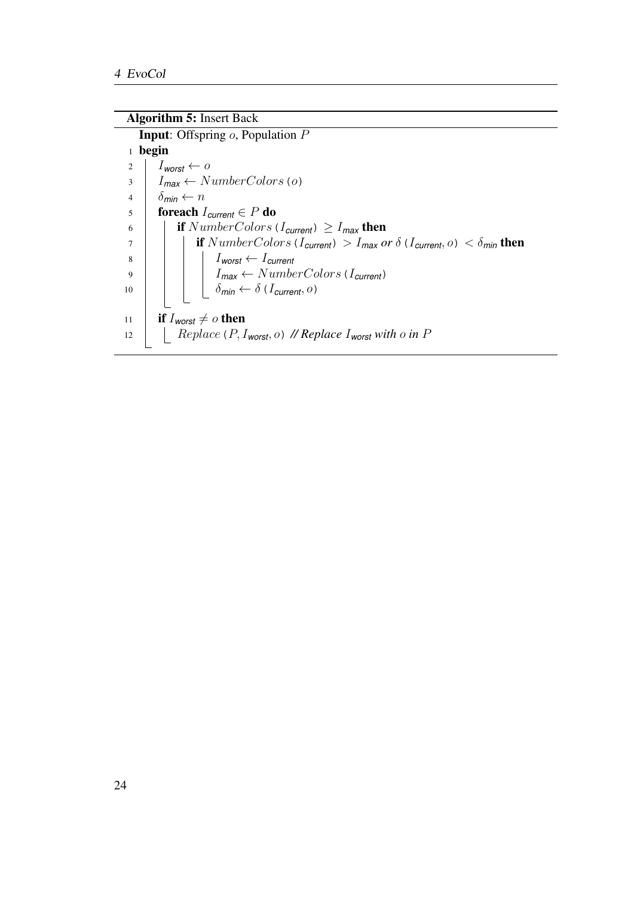**Algorithm 5:** Insert Back

```
Input: Offspring o, Population P
1  begin
2      I_worst ← o
3      I_max ← NumberColors(o)
4      δ_min ← n
5      foreach I_current ∈ P do
6          if NumberColors(I_current) ≥ I_max then
7              if NumberColors(I_current) > I_max or δ(I_current, o) < δ_min then
8                  I_worst ← I_current
9                  I_max ← NumberColors(I_current)
10                 δ_min ← δ(I_current, o)
11     if I_worst ≠ o then
12         Replace(P, I_worst, o) // Replace I_worst with o in P
```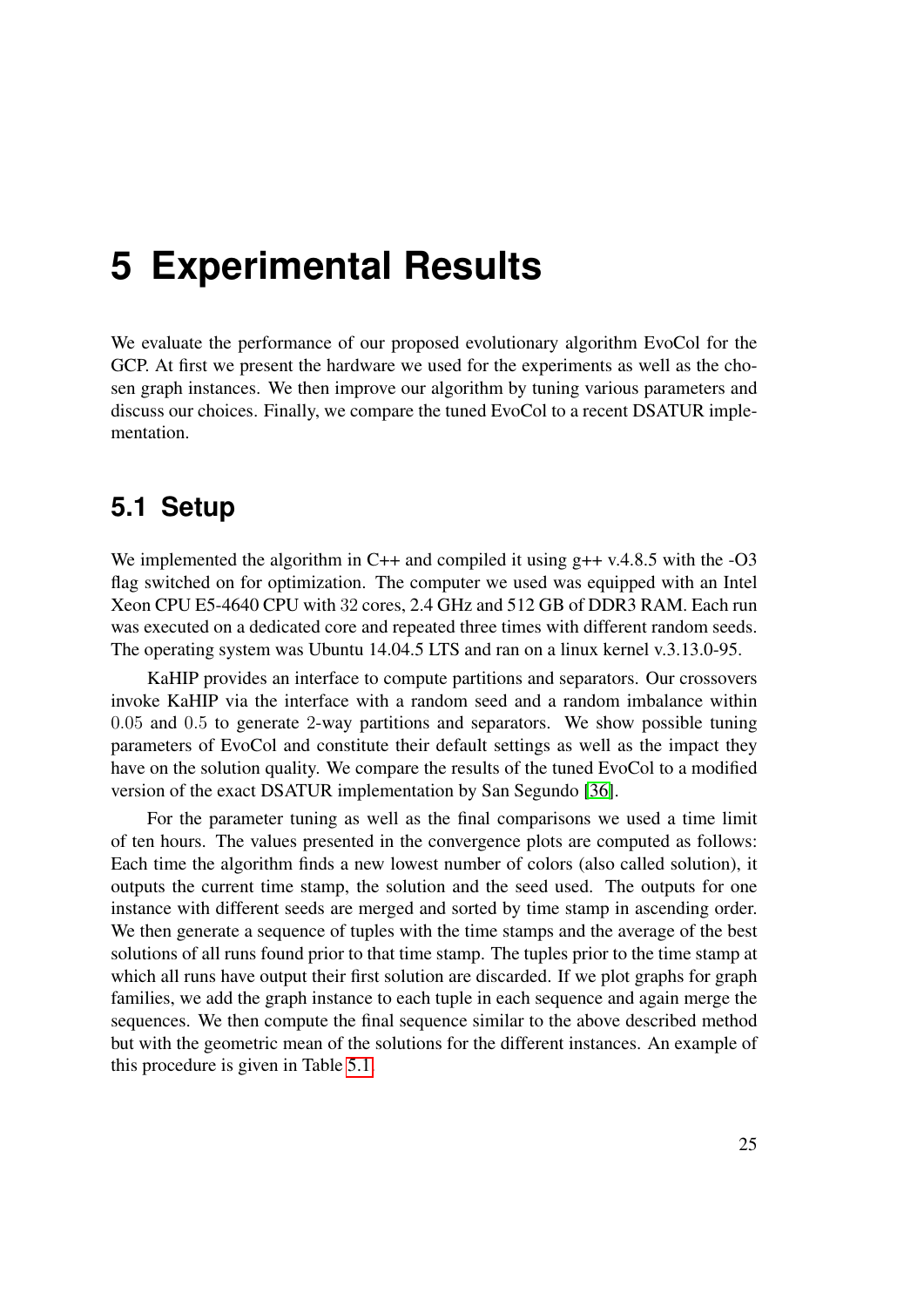# 5 Experimental Results

We evaluate the performance of our proposed evolutionary algorithm EvoCol for the GCP. At first we present the hardware we used for the experiments as well as the chosen graph instances. We then improve our algorithm by tuning various parameters and discuss our choices. Finally, we compare the tuned EvoCol to a recent DSATUR implementation.

## 5.1 Setup

We implemented the algorithm in C++ and compiled it using g++ v.4.8.5 with the -O3 flag switched on for optimization. The computer we used was equipped with an Intel Xeon CPU E5-4640 CPU with $32$ cores, 2.4 GHz and 512 GB of DDR3 RAM. Each run was executed on a dedicated core and repeated three times with different random seeds. The operating system was Ubuntu 14.04.5 LTS and ran on a linux kernel v.3.13.0-95.

KaHIP provides an interface to compute partitions and separators. Our crossovers invoke KaHIP via the interface with a random seed and a random imbalance within $0.05$ and $0.5$ to generate $2$-way partitions and separators. We show possible tuning parameters of EvoCol and constitute their default settings as well as the impact they have on the solution quality. We compare the results of the tuned EvoCol to a modified version of the exact DSATUR implementation by San Segundo [36].

For the parameter tuning as well as the final comparisons we used a time limit of ten hours. The values presented in the convergence plots are computed as follows: Each time the algorithm finds a new lowest number of colors (also called solution), it outputs the current time stamp, the solution and the seed used. The outputs for one instance with different seeds are merged and sorted by time stamp in ascending order. We then generate a sequence of tuples with the time stamps and the average of the best solutions of all runs found prior to that time stamp. The tuples prior to the time stamp at which all runs have output their first solution are discarded. If we plot graphs for graph families, we add the graph instance to each tuple in each sequence and again merge the sequences. We then compute the final sequence similar to the above described method but with the geometric mean of the solutions for the different instances. An example of this procedure is given in Table 5.1.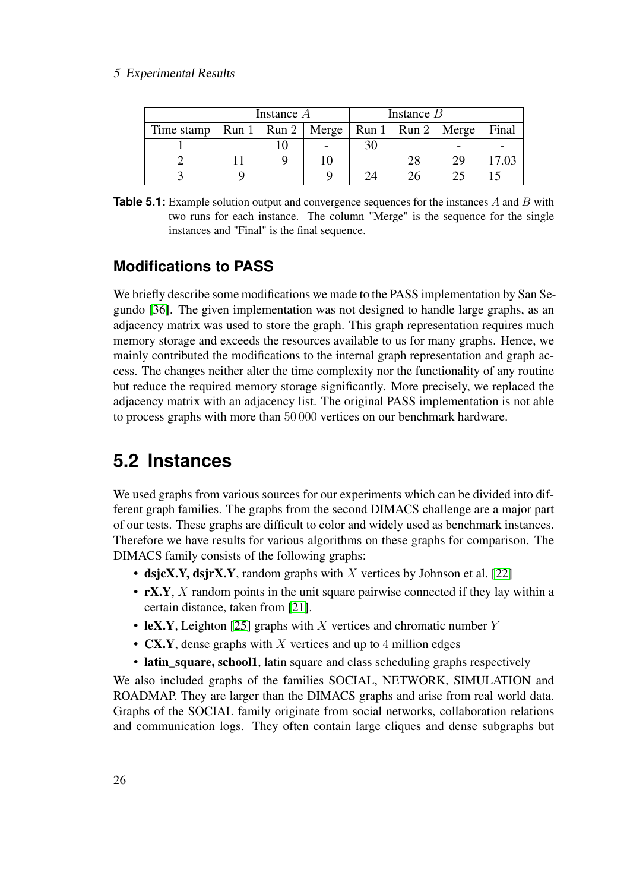| | Instance $A$ | | | Instance $B$ | | | |
|---|---|---|---|---|---|---|---|
| Time stamp | Run 1 | Run 2 | Merge | Run 1 | Run 2 | Merge | Final |
| 1 | | 10 | - | 30 | | - | - |
| 2 | 11 | 9 | 10 | | 28 | 29 | 17.03 |
| 3 | 9 | | 9 | 24 | 26 | 25 | 15 |

**Table 5.1:** Example solution output and convergence sequences for the instances $A$ and $B$ with two runs for each instance. The column "Merge" is the sequence for the single instances and "Final" is the final sequence.

### Modifications to PASS

We briefly describe some modifications we made to the PASS implementation by San Segundo [36]. The given implementation was not designed to handle large graphs, as an adjacency matrix was used to store the graph. This graph representation requires much memory storage and exceeds the resources available to us for many graphs. Hence, we mainly contributed the modifications to the internal graph representation and graph access. The changes neither alter the time complexity nor the functionality of any routine but reduce the required memory storage significantly. More precisely, we replaced the adjacency matrix with an adjacency list. The original PASS implementation is not able to process graphs with more than $50\,000$ vertices on our benchmark hardware.

## 5.2 Instances

We used graphs from various sources for our experiments which can be divided into different graph families. The graphs from the second DIMACS challenge are a major part of our tests. These graphs are difficult to color and widely used as benchmark instances. Therefore we have results for various algorithms on these graphs for comparison. The DIMACS family consists of the following graphs:

- **dsjcX.Y, dsjrX.Y**, random graphs with $X$ vertices by Johnson et al. [22]
- **rX.Y**, $X$ random points in the unit square pairwise connected if they lay within a certain distance, taken from [21].
- **leX.Y**, Leighton [25] graphs with $X$ vertices and chromatic number $Y$
- **CX.Y**, dense graphs with $X$ vertices and up to $4$ million edges
- **latin_square, school1**, latin square and class scheduling graphs respectively

We also included graphs of the families SOCIAL, NETWORK, SIMULATION and ROADMAP. They are larger than the DIMACS graphs and arise from real world data. Graphs of the SOCIAL family originate from social networks, collaboration relations and communication logs. They often contain large cliques and dense subgraphs but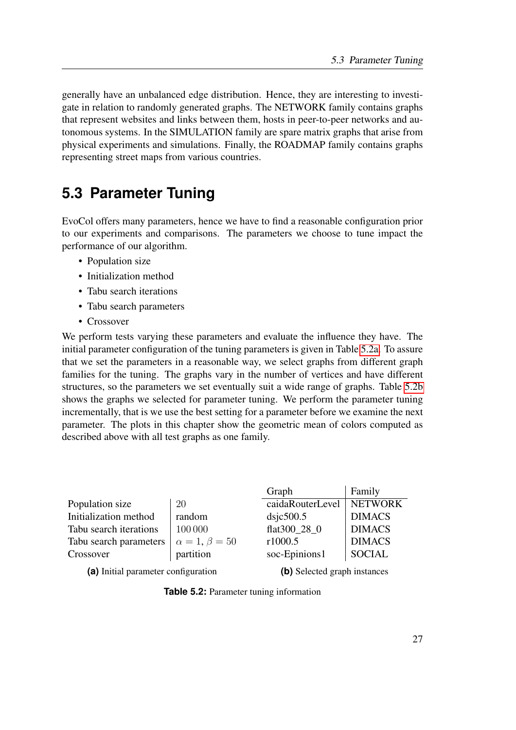generally have an unbalanced edge distribution. Hence, they are interesting to investigate in relation to randomly generated graphs. The NETWORK family contains graphs that represent websites and links between them, hosts in peer-to-peer networks and autonomous systems. In the SIMULATION family are spare matrix graphs that arise from physical experiments and simulations. Finally, the ROADMAP family contains graphs representing street maps from various countries.

## 5.3 Parameter Tuning

EvoCol offers many parameters, hence we have to find a reasonable configuration prior to our experiments and comparisons. The parameters we choose to tune impact the performance of our algorithm.

- Population size
- Initialization method
- Tabu search iterations
- Tabu search parameters
- Crossover

We perform tests varying these parameters and evaluate the influence they have. The initial parameter configuration of the tuning parameters is given in Table 5.2a. To assure that we set the parameters in a reasonable way, we select graphs from different graph families for the tuning. The graphs vary in the number of vertices and have different structures, so the parameters we set eventually suit a wide range of graphs. Table 5.2b shows the graphs we selected for parameter tuning. We perform the parameter tuning incrementally, that is we use the best setting for a parameter before we examine the next parameter. The plots in this chapter show the geometric mean of colors computed as described above with all test graphs as one family.

| Parameter | Value |
|---|---|
| Population size | 20 |
| Initialization method | random |
| Tabu search iterations | 100 000 |
| Tabu search parameters | $\alpha = 1, \beta = 50$ |
| Crossover | partition |

**(a)** Initial parameter configuration

| Graph | Family |
|---|---|
| caidaRouterLevel | NETWORK |
| dsjc500.5 | DIMACS |
| flat300_28_0 | DIMACS |
| r1000.5 | DIMACS |
| soc-Epinions1 | SOCIAL |

**(b)** Selected graph instances

**Table 5.2:** Parameter tuning information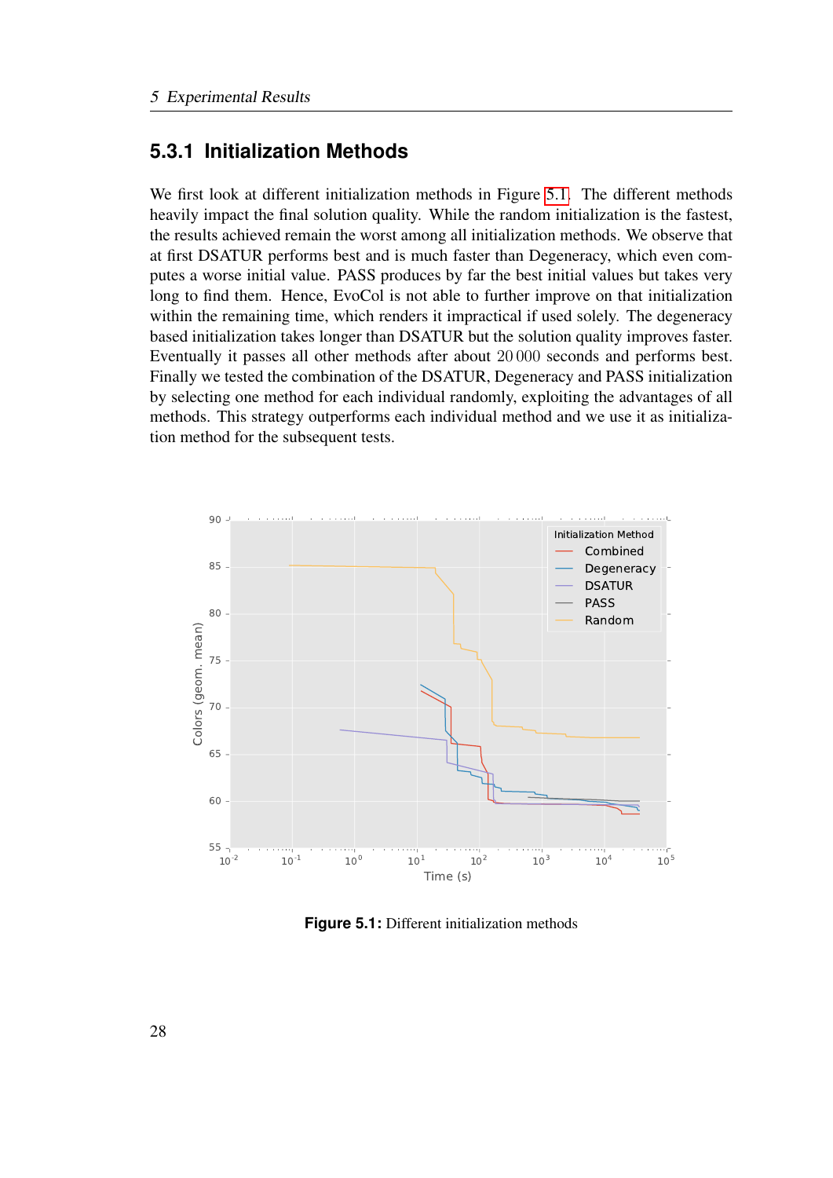### 5.3.1 Initialization Methods

We first look at different initialization methods in Figure 5.1. The different methods heavily impact the final solution quality. While the random initialization is the fastest, the results achieved remain the worst among all initialization methods. We observe that at first DSATUR performs best and is much faster than Degeneracy, which even computes a worse initial value. PASS produces by far the best initial values but takes very long to find them. Hence, EvoCol is not able to further improve on that initialization within the remaining time, which renders it impractical if used solely. The degeneracy based initialization takes longer than DSATUR but the solution quality improves faster. Eventually it passes all other methods after about 20 000 seconds and performs best. Finally we tested the combination of the DSATUR, Degeneracy and PASS initialization by selecting one method for each individual randomly, exploiting the advantages of all methods. This strategy outperforms each individual method and we use it as initialization method for the subsequent tests.

**Figure 5.1:** Different initialization methods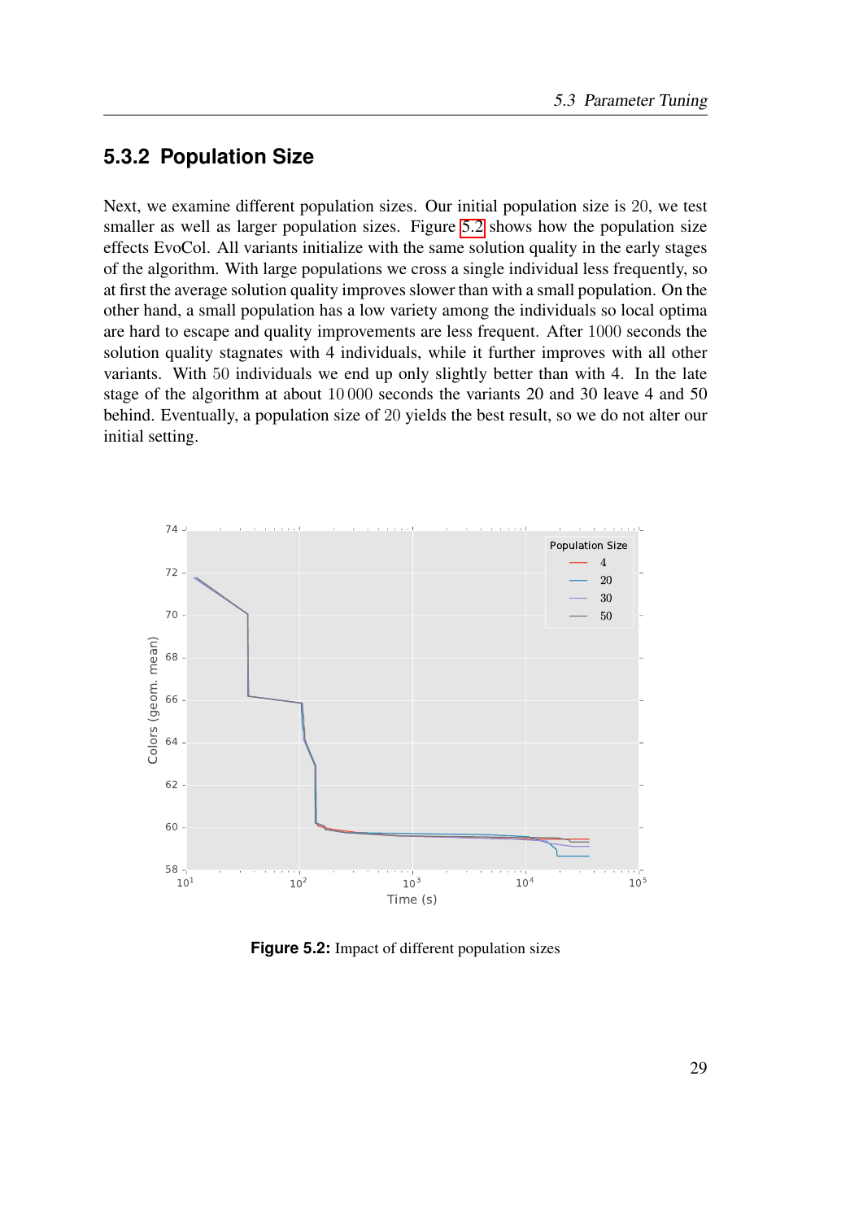### 5.3.2 Population Size

Next, we examine different population sizes. Our initial population size is 20, we test smaller as well as larger population sizes. Figure 5.2 shows how the population size effects EvoCol. All variants initialize with the same solution quality in the early stages of the algorithm. With large populations we cross a single individual less frequently, so at first the average solution quality improves slower than with a small population. On the other hand, a small population has a low variety among the individuals so local optima are hard to escape and quality improvements are less frequent. After 1000 seconds the solution quality stagnates with 4 individuals, while it further improves with all other variants. With 50 individuals we end up only slightly better than with 4. In the late stage of the algorithm at about 10 000 seconds the variants 20 and 30 leave 4 and 50 behind. Eventually, a population size of 20 yields the best result, so we do not alter our initial setting.

**Figure 5.2:** Impact of different population sizes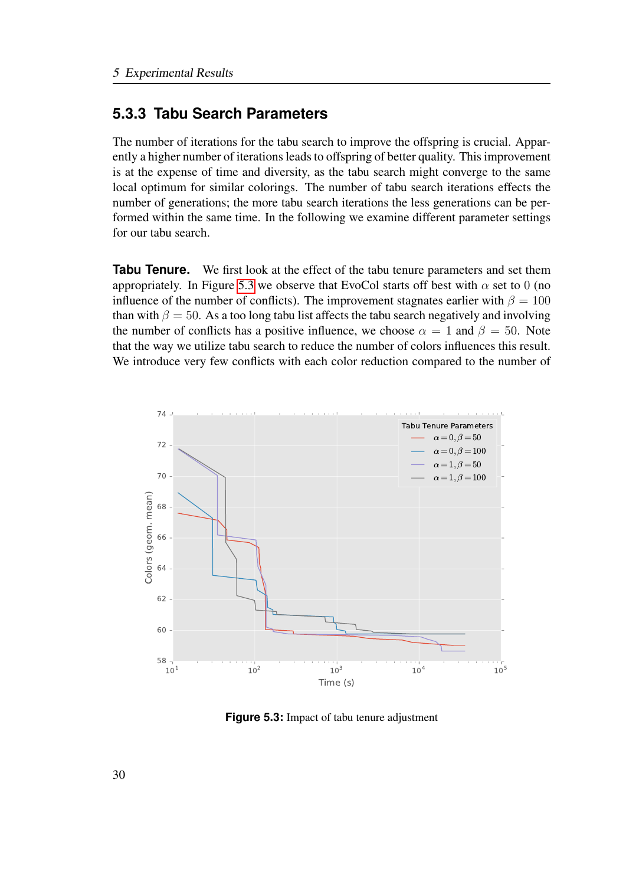### 5.3.3 Tabu Search Parameters

The number of iterations for the tabu search to improve the offspring is crucial. Apparently a higher number of iterations leads to offspring of better quality. This improvement is at the expense of time and diversity, as the tabu search might converge to the same local optimum for similar colorings. The number of tabu search iterations effects the number of generations; the more tabu search iterations the less generations can be performed within the same time. In the following we examine different parameter settings for our tabu search.

**Tabu Tenure.** We first look at the effect of the tabu tenure parameters and set them appropriately. In Figure 5.3 we observe that EvoCol starts off best with $\alpha$ set to $0$ (no influence of the number of conflicts). The improvement stagnates earlier with $\beta = 100$ than with $\beta = 50$. As a too long tabu list affects the tabu search negatively and involving the number of conflicts has a positive influence, we choose $\alpha = 1$ and $\beta = 50$. Note that the way we utilize tabu search to reduce the number of colors influences this result. We introduce very few conflicts with each color reduction compared to the number of

**Figure 5.3:** Impact of tabu tenure adjustment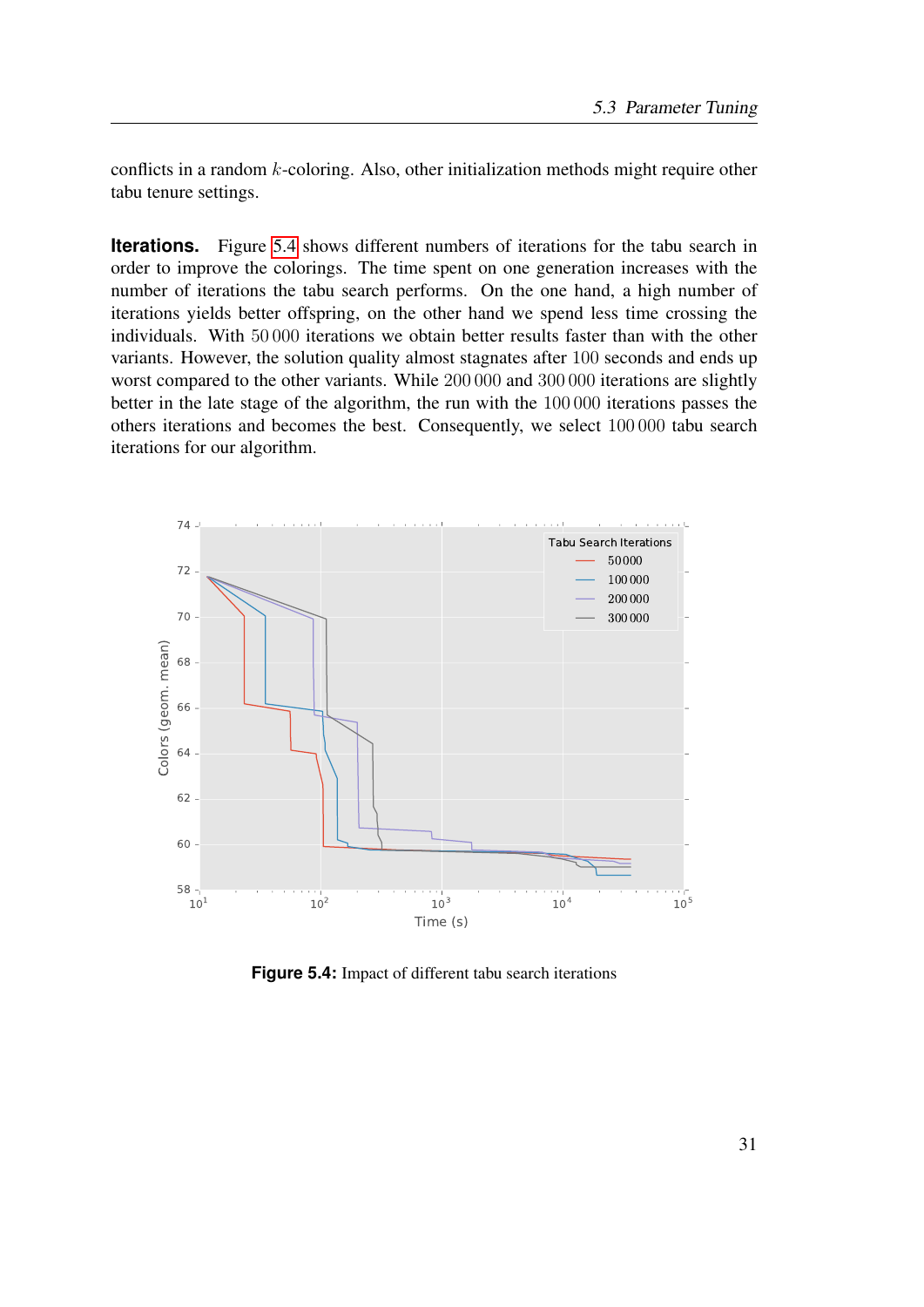conflicts in a random $k$-coloring. Also, other initialization methods might require other tabu tenure settings.

**Iterations.** Figure 5.4 shows different numbers of iterations for the tabu search in order to improve the colorings. The time spent on one generation increases with the number of iterations the tabu search performs. On the one hand, a high number of iterations yields better offspring, on the other hand we spend less time crossing the individuals. With 50 000 iterations we obtain better results faster than with the other variants. However, the solution quality almost stagnates after 100 seconds and ends up worst compared to the other variants. While 200 000 and 300 000 iterations are slightly better in the late stage of the algorithm, the run with the 100 000 iterations passes the others iterations and becomes the best. Consequently, we select 100 000 tabu search iterations for our algorithm.

**Figure 5.4:** Impact of different tabu search iterations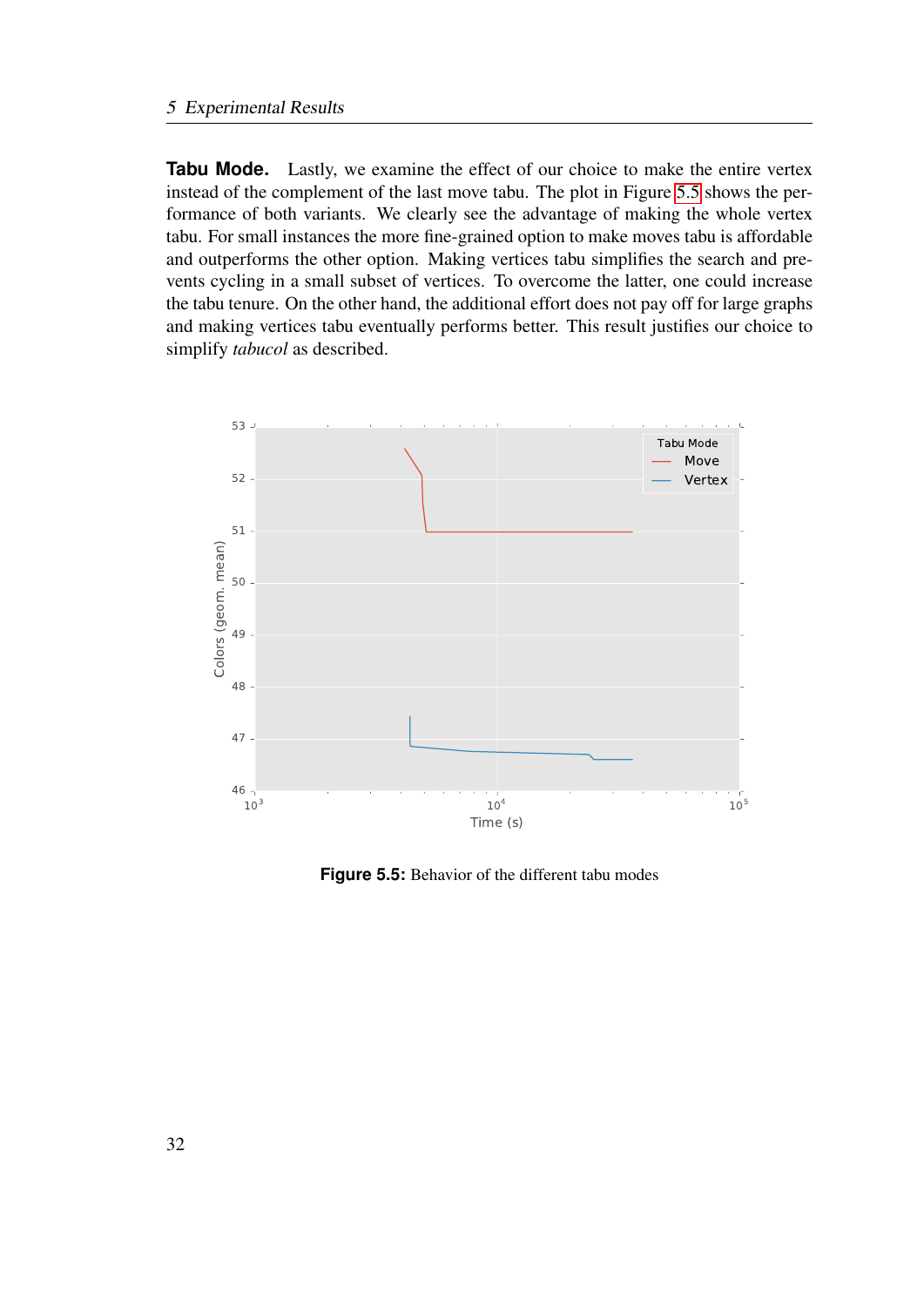**Tabu Mode.** Lastly, we examine the effect of our choice to make the entire vertex instead of the complement of the last move tabu. The plot in Figure 5.5 shows the performance of both variants. We clearly see the advantage of making the whole vertex tabu. For small instances the more fine-grained option to make moves tabu is affordable and outperforms the other option. Making vertices tabu simplifies the search and prevents cycling in a small subset of vertices. To overcome the latter, one could increase the tabu tenure. On the other hand, the additional effort does not pay off for large graphs and making vertices tabu eventually performs better. This result justifies our choice to simplify *tabucol* as described.

**Figure 5.5:** Behavior of the different tabu modes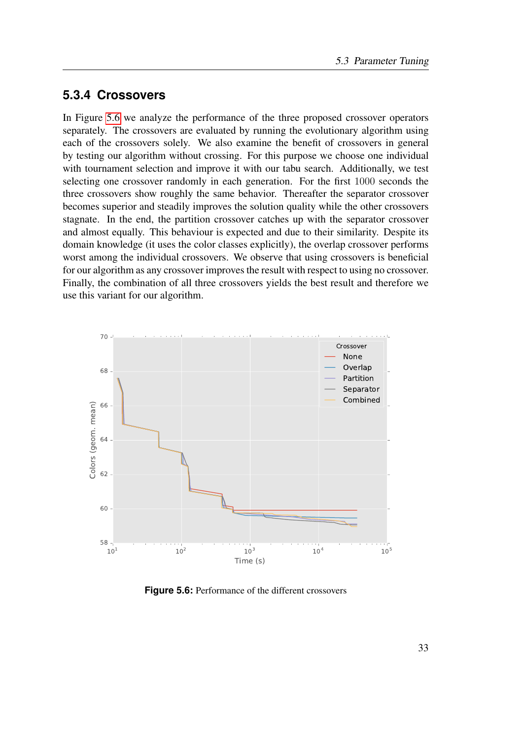### 5.3.4 Crossovers

In Figure 5.6 we analyze the performance of the three proposed crossover operators separately. The crossovers are evaluated by running the evolutionary algorithm using each of the crossovers solely. We also examine the benefit of crossovers in general by testing our algorithm without crossing. For this purpose we choose one individual with tournament selection and improve it with our tabu search. Additionally, we test selecting one crossover randomly in each generation. For the first $1000$ seconds the three crossovers show roughly the same behavior. Thereafter the separator crossover becomes superior and steadily improves the solution quality while the other crossovers stagnate. In the end, the partition crossover catches up with the separator crossover and almost equally. This behaviour is expected and due to their similarity. Despite its domain knowledge (it uses the color classes explicitly), the overlap crossover performs worst among the individual crossovers. We observe that using crossovers is beneficial for our algorithm as any crossover improves the result with respect to using no crossover. Finally, the combination of all three crossovers yields the best result and therefore we use this variant for our algorithm.

**Figure 5.6:** Performance of the different crossovers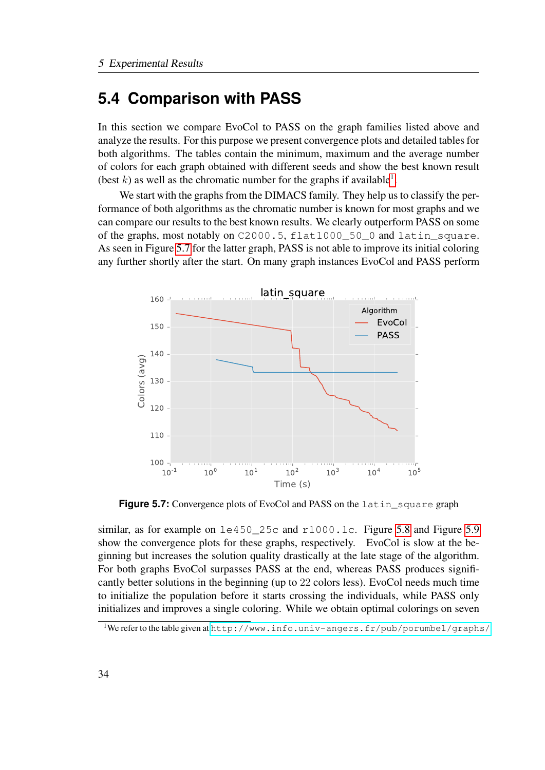## 5.4 Comparison with PASS

In this section we compare EvoCol to PASS on the graph families listed above and analyze the results. For this purpose we present convergence plots and detailed tables for both algorithms. The tables contain the minimum, maximum and the average number of colors for each graph obtained with different seeds and show the best known result (best $k$) as well as the chromatic number for the graphs if available[1].

We start with the graphs from the DIMACS family. They help us to classify the performance of both algorithms as the chromatic number is known for most graphs and we can compare our results to the best known results. We clearly outperform PASS on some of the graphs, most notably on `C2000.5`, `flat1000_50_0` and `latin_square`. As seen in Figure 5.7 for the latter graph, PASS is not able to improve its initial coloring any further shortly after the start. On many graph instances EvoCol and PASS perform

**Figure 5.7:** Convergence plots of EvoCol and PASS on the `latin_square` graph

similar, as for example on `le450_25c` and `r1000.1c`. Figure 5.8 and Figure 5.9 show the convergence plots for these graphs, respectively. EvoCol is slow at the beginning but increases the solution quality drastically at the late stage of the algorithm. For both graphs EvoCol surpasses PASS at the end, whereas PASS produces significantly better solutions in the beginning (up to 22 colors less). EvoCol needs much time to initialize the population before it starts crossing the individuals, while PASS only initializes and improves a single coloring. While we obtain optimal colorings on seven

[1] We refer to the table given at `http://www.info.univ-angers.fr/pub/porumbel/graphs/`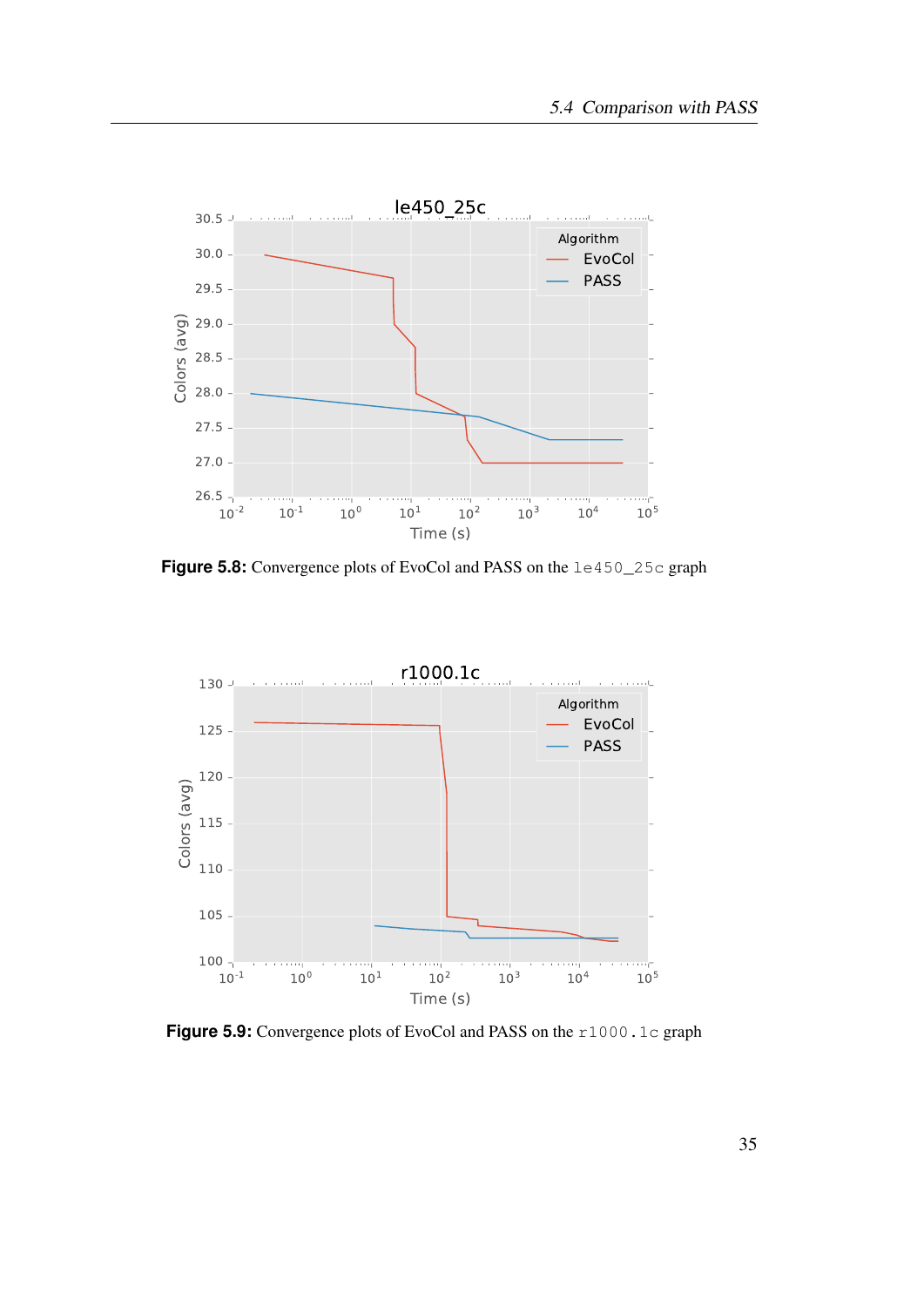Figure 5.8: Convergence plots of EvoCol and PASS on the `le450_25c` graph

Figure 5.9: Convergence plots of EvoCol and PASS on the `r1000.1c` graph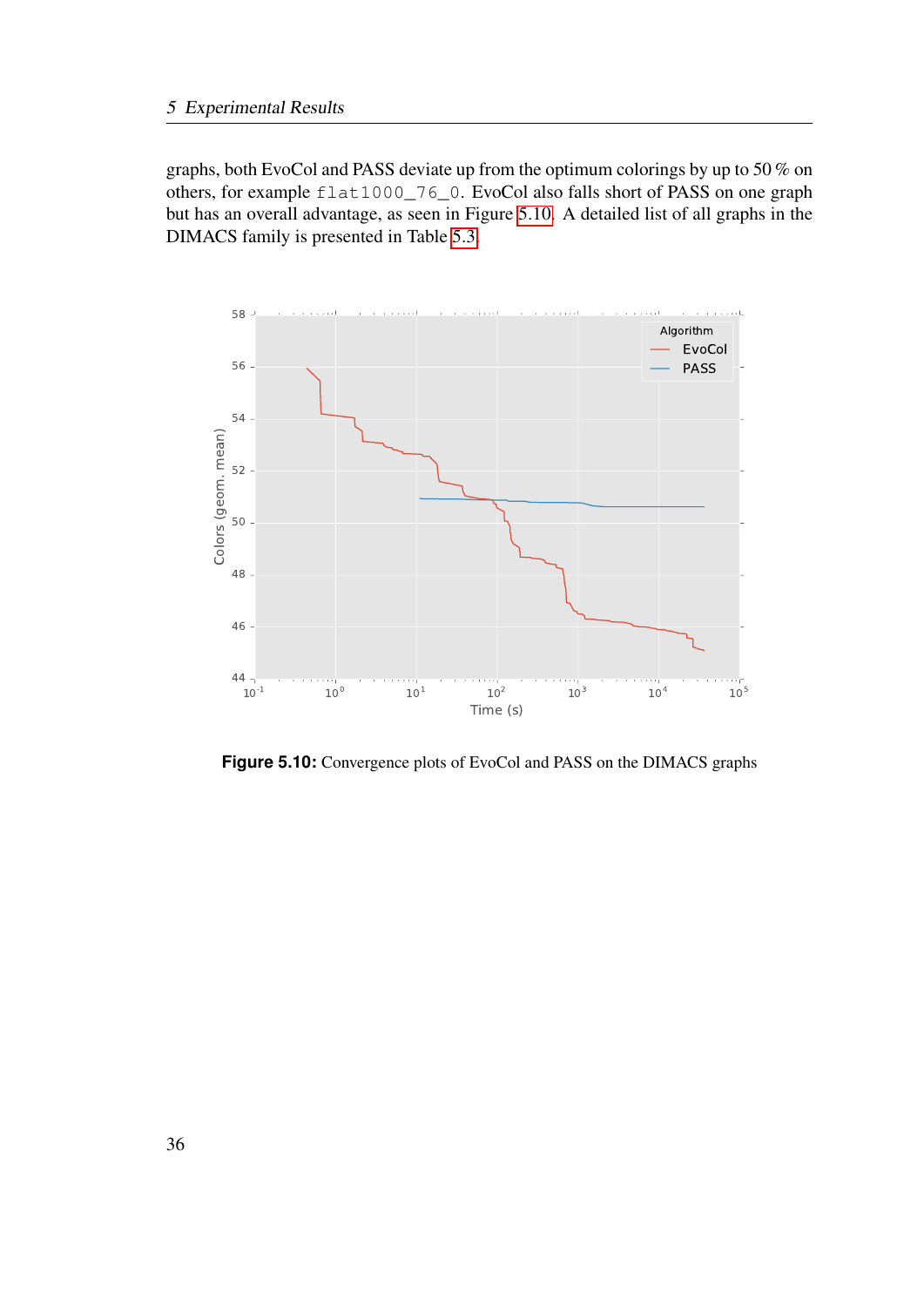graphs, both EvoCol and PASS deviate up from the optimum colorings by up to 50 % on others, for example `flat1000_76_0`. EvoCol also falls short of PASS on one graph but has an overall advantage, as seen in Figure 5.10. A detailed list of all graphs in the DIMACS family is presented in Table 5.3.

**Figure 5.10:** Convergence plots of EvoCol and PASS on the DIMACS graphs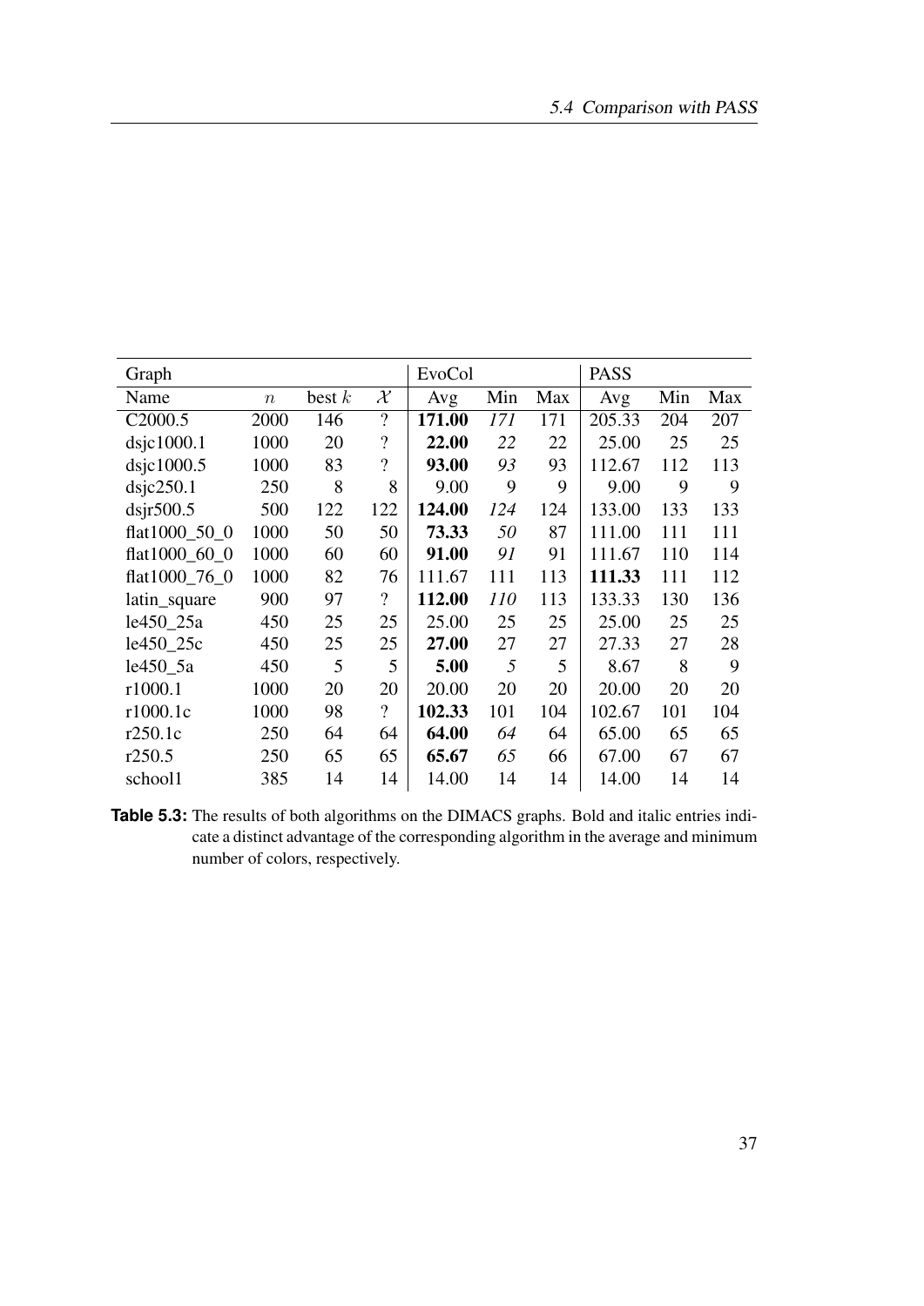| Graph | | | | EvoCol | | | PASS | | |
|---|---|---|---|---|---|---|---|---|---|
| Name | $n$ | best $k$ | $\mathcal{X}$ | Avg | Min | Max | Avg | Min | Max |
| C2000.5 | 2000 | 146 | ? | **171.00** | *171* | 171 | 205.33 | 204 | 207 |
| dsjc1000.1 | 1000 | 20 | ? | **22.00** | *22* | 22 | 25.00 | 25 | 25 |
| dsjc1000.5 | 1000 | 83 | ? | **93.00** | *93* | 93 | 112.67 | 112 | 113 |
| dsjc250.1 | 250 | 8 | 8 | 9.00 | 9 | 9 | 9.00 | 9 | 9 |
| dsjr500.5 | 500 | 122 | 122 | **124.00** | *124* | 124 | 133.00 | 133 | 133 |
| flat1000_50_0 | 1000 | 50 | 50 | **73.33** | *50* | 87 | 111.00 | 111 | 111 |
| flat1000_60_0 | 1000 | 60 | 60 | **91.00** | *91* | 91 | 111.67 | 110 | 114 |
| flat1000_76_0 | 1000 | 82 | 76 | 111.67 | 111 | 113 | **111.33** | 111 | 112 |
| latin_square | 900 | 97 | ? | **112.00** | *110* | 113 | 133.33 | 130 | 136 |
| le450_25a | 450 | 25 | 25 | 25.00 | 25 | 25 | 25.00 | 25 | 25 |
| le450_25c | 450 | 25 | 25 | **27.00** | 27 | 27 | 27.33 | 27 | 28 |
| le450_5a | 450 | 5 | 5 | **5.00** | *5* | 5 | 8.67 | 8 | 9 |
| r1000.1 | 1000 | 20 | 20 | 20.00 | 20 | 20 | 20.00 | 20 | 20 |
| r1000.1c | 1000 | 98 | ? | **102.33** | 101 | 104 | 102.67 | 101 | 104 |
| r250.1c | 250 | 64 | 64 | **64.00** | *64* | 64 | 65.00 | 65 | 65 |
| r250.5 | 250 | 65 | 65 | **65.67** | *65* | 66 | 67.00 | 67 | 67 |
| school1 | 385 | 14 | 14 | 14.00 | 14 | 14 | 14.00 | 14 | 14 |

**Table 5.3:** The results of both algorithms on the DIMACS graphs. Bold and italic entries indicate a distinct advantage of the corresponding algorithm in the average and minimum number of colors, respectively.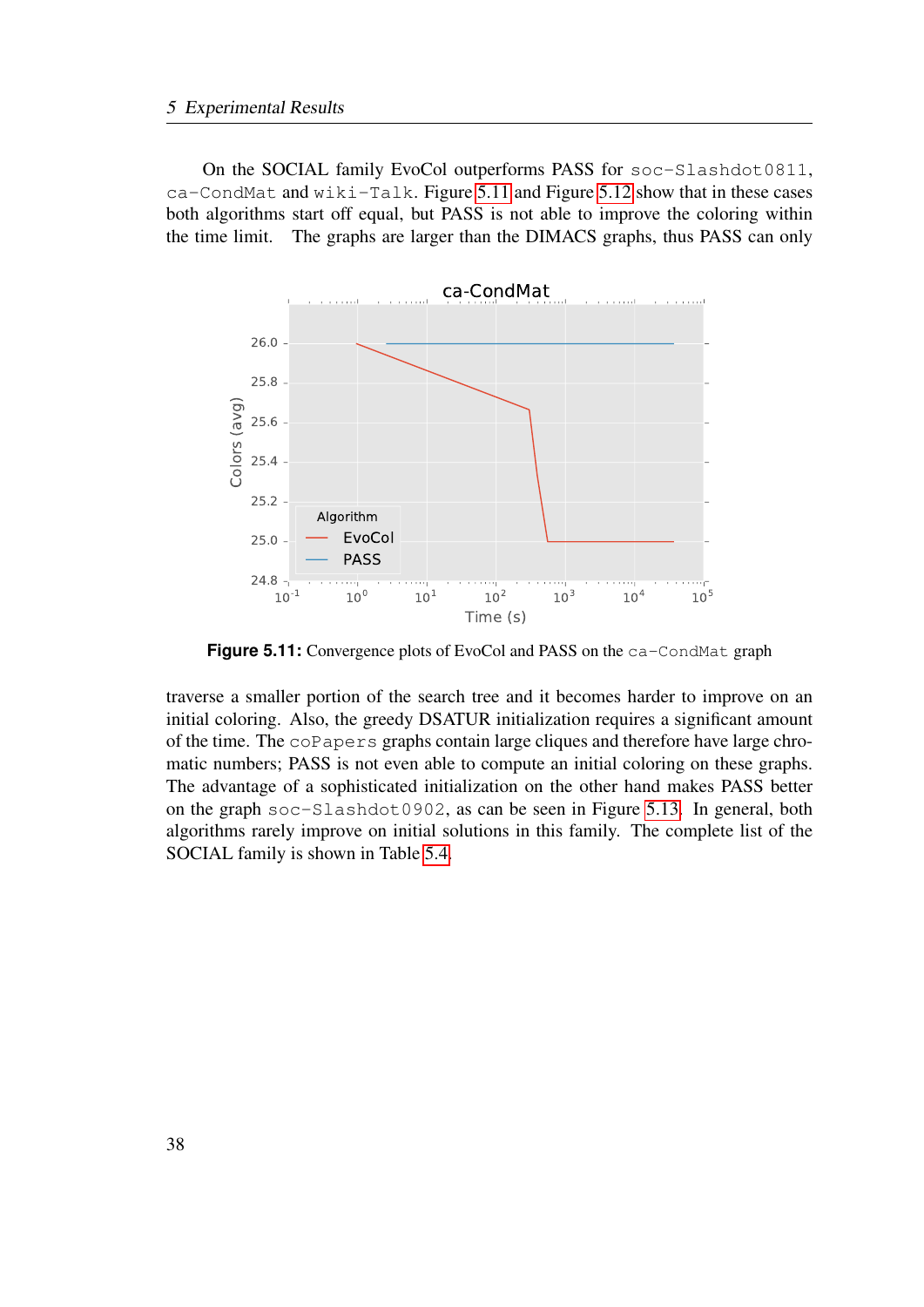On the SOCIAL family EvoCol outperforms PASS for `soc-Slashdot0811`, `ca-CondMat` and `wiki-Talk`. Figure 5.11 and Figure 5.12 show that in these cases both algorithms start off equal, but PASS is not able to improve the coloring within the time limit. The graphs are larger than the DIMACS graphs, thus PASS can only traverse a smaller portion of the search tree and it becomes harder to improve on an initial coloring. Also, the greedy DSATUR initialization requires a significant amount of the time. The `coPapers` graphs contain large cliques and therefore have large chromatic numbers; PASS is not even able to compute an initial coloring on these graphs. The advantage of a sophisticated initialization on the other hand makes PASS better on the graph `soc-Slashdot0902`, as can be seen in Figure 5.13. In general, both algorithms rarely improve on initial solutions in this family. The complete list of the SOCIAL family is shown in Table 5.4.

**Figure 5.11:** Convergence plots of EvoCol and PASS on the `ca-CondMat` graph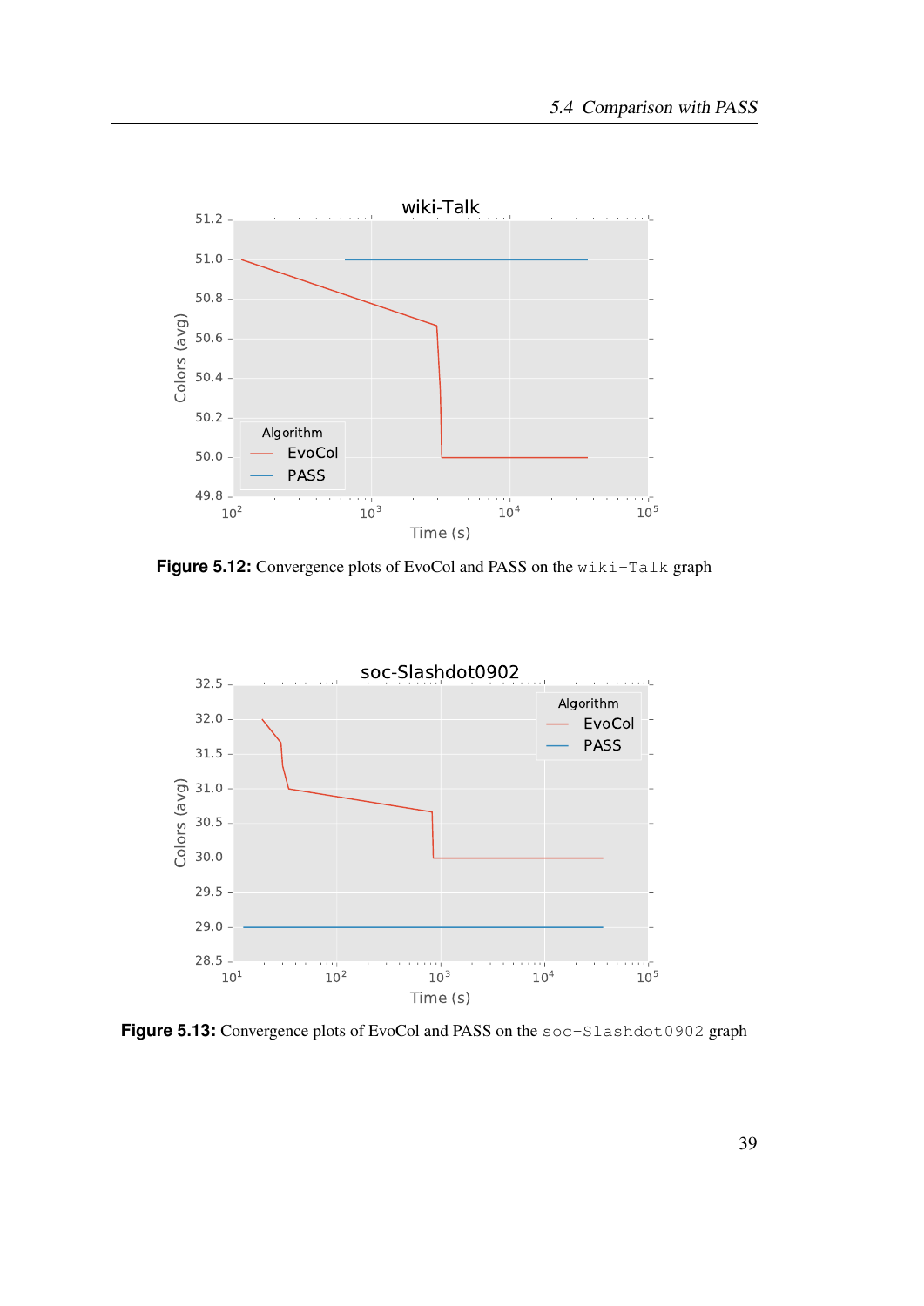**Figure 5.12:** Convergence plots of EvoCol and PASS on the `wiki-Talk` graph

**Figure 5.13:** Convergence plots of EvoCol and PASS on the `soc-Slashdot0902` graph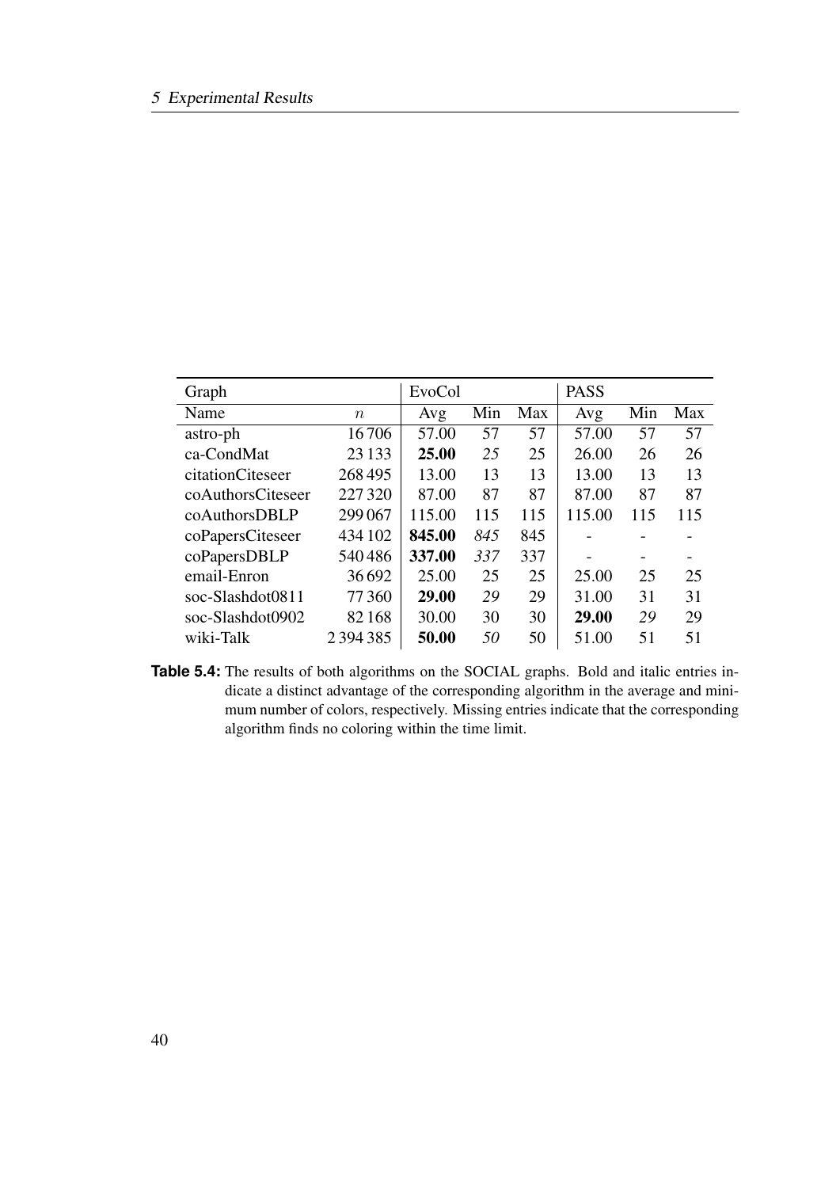| Graph | | EvoCol | | | PASS | | |
|---|---|---|---|---|---|---|---|
| Name | $n$ | Avg | Min | Max | Avg | Min | Max |
| astro-ph | 16 706 | 57.00 | 57 | 57 | 57.00 | 57 | 57 |
| ca-CondMat | 23 133 | **25.00** | *25* | 25 | 26.00 | 26 | 26 |
| citationCiteseer | 268 495 | 13.00 | 13 | 13 | 13.00 | 13 | 13 |
| coAuthorsCiteseer | 227 320 | 87.00 | 87 | 87 | 87.00 | 87 | 87 |
| coAuthorsDBLP | 299 067 | 115.00 | 115 | 115 | 115.00 | 115 | 115 |
| coPapersCiteseer | 434 102 | **845.00** | *845* | 845 | - | - | - |
| coPapersDBLP | 540 486 | **337.00** | *337* | 337 | - | - | - |
| email-Enron | 36 692 | 25.00 | 25 | 25 | 25.00 | 25 | 25 |
| soc-Slashdot0811 | 77 360 | **29.00** | *29* | 29 | 31.00 | 31 | 31 |
| soc-Slashdot0902 | 82 168 | 30.00 | 30 | 30 | **29.00** | *29* | 29 |
| wiki-Talk | 2 394 385 | **50.00** | *50* | 50 | 51.00 | 51 | 51 |

**Table 5.4:** The results of both algorithms on the SOCIAL graphs. Bold and italic entries indicate a distinct advantage of the corresponding algorithm in the average and minimum number of colors, respectively. Missing entries indicate that the corresponding algorithm finds no coloring within the time limit.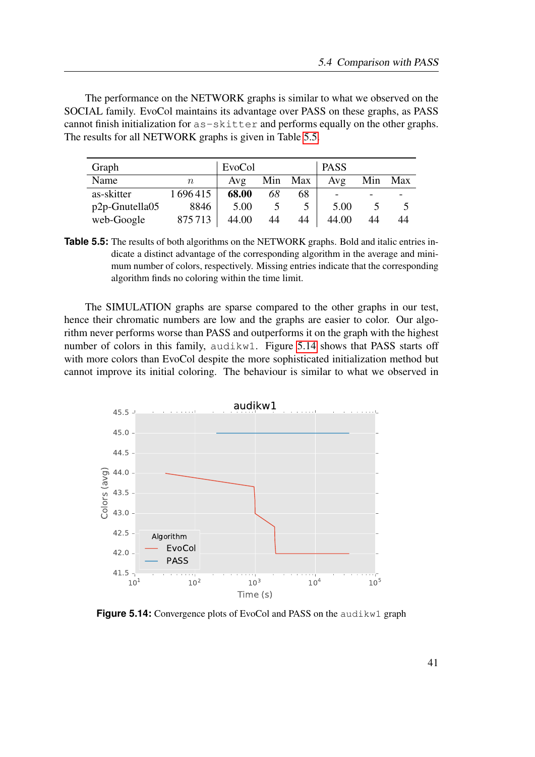The performance on the NETWORK graphs is similar to what we observed on the SOCIAL family. EvoCol maintains its advantage over PASS on these graphs, as PASS cannot finish initialization for `as-skitter` and performs equally on the other graphs. The results for all NETWORK graphs is given in Table 5.5.

| Graph | | EvoCol | | | PASS | | |
|---|---|---|---|---|---|---|---|
| Name | $n$ | Avg | Min | Max | Avg | Min | Max |
| as-skitter | 1 696 415 | **68.00** | *68* | 68 | - | - | - |
| p2p-Gnutella05 | 8846 | 5.00 | 5 | 5 | 5.00 | 5 | 5 |
| web-Google | 875 713 | 44.00 | 44 | 44 | 44.00 | 44 | 44 |

**Table 5.5:** The results of both algorithms on the NETWORK graphs. Bold and italic entries indicate a distinct advantage of the corresponding algorithm in the average and minimum number of colors, respectively. Missing entries indicate that the corresponding algorithm finds no coloring within the time limit.

The SIMULATION graphs are sparse compared to the other graphs in our test, hence their chromatic numbers are low and the graphs are easier to color. Our algorithm never performs worse than PASS and outperforms it on the graph with the highest number of colors in this family, `audikw1`. Figure 5.14 shows that PASS starts off with more colors than EvoCol despite the more sophisticated initialization method but cannot improve its initial coloring. The behaviour is similar to what we observed in

**Figure 5.14:** Convergence plots of EvoCol and PASS on the `audikw1` graph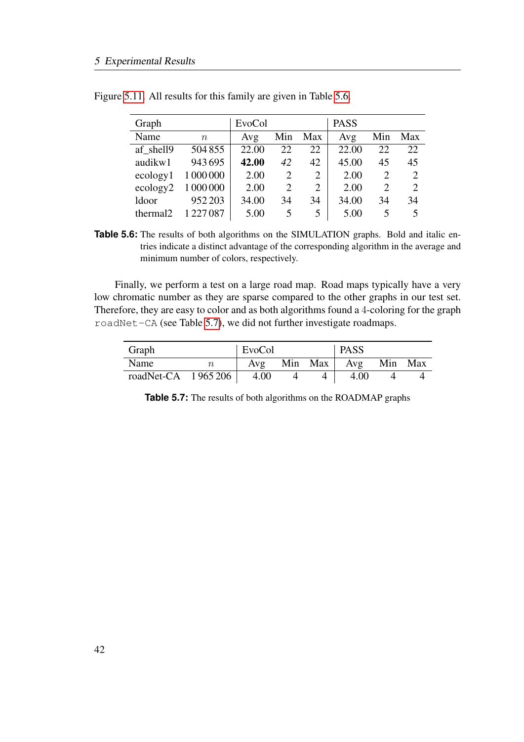Figure 5.11. All results for this family are given in Table 5.6.

| Graph | | EvoCol | | | PASS | | |
|---|---|---|---|---|---|---|---|
| Name | $n$ | Avg | Min | Max | Avg | Min | Max |
| af_shell9 | 504 855 | 22.00 | 22 | 22 | 22.00 | 22 | 22 |
| audikw1 | 943 695 | **42.00** | *42* | 42 | 45.00 | 45 | 45 |
| ecology1 | 1 000 000 | 2.00 | 2 | 2 | 2.00 | 2 | 2 |
| ecology2 | 1 000 000 | 2.00 | 2 | 2 | 2.00 | 2 | 2 |
| ldoor | 952 203 | 34.00 | 34 | 34 | 34.00 | 34 | 34 |
| thermal2 | 1 227 087 | 5.00 | 5 | 5 | 5.00 | 5 | 5 |

**Table 5.6:** The results of both algorithms on the SIMULATION graphs. Bold and italic entries indicate a distinct advantage of the corresponding algorithm in the average and minimum number of colors, respectively.

Finally, we perform a test on a large road map. Road maps typically have a very low chromatic number as they are sparse compared to the other graphs in our test set. Therefore, they are easy to color and as both algorithms found a 4-coloring for the graph `roadNet-CA` (see Table 5.7), we did not further investigate roadmaps.

| Graph | | EvoCol | | | PASS | | |
|---|---|---|---|---|---|---|---|
| Name | $n$ | Avg | Min | Max | Avg | Min | Max |
| roadNet-CA | 1 965 206 | 4.00 | 4 | 4 | 4.00 | 4 | 4 |

**Table 5.7:** The results of both algorithms on the ROADMAP graphs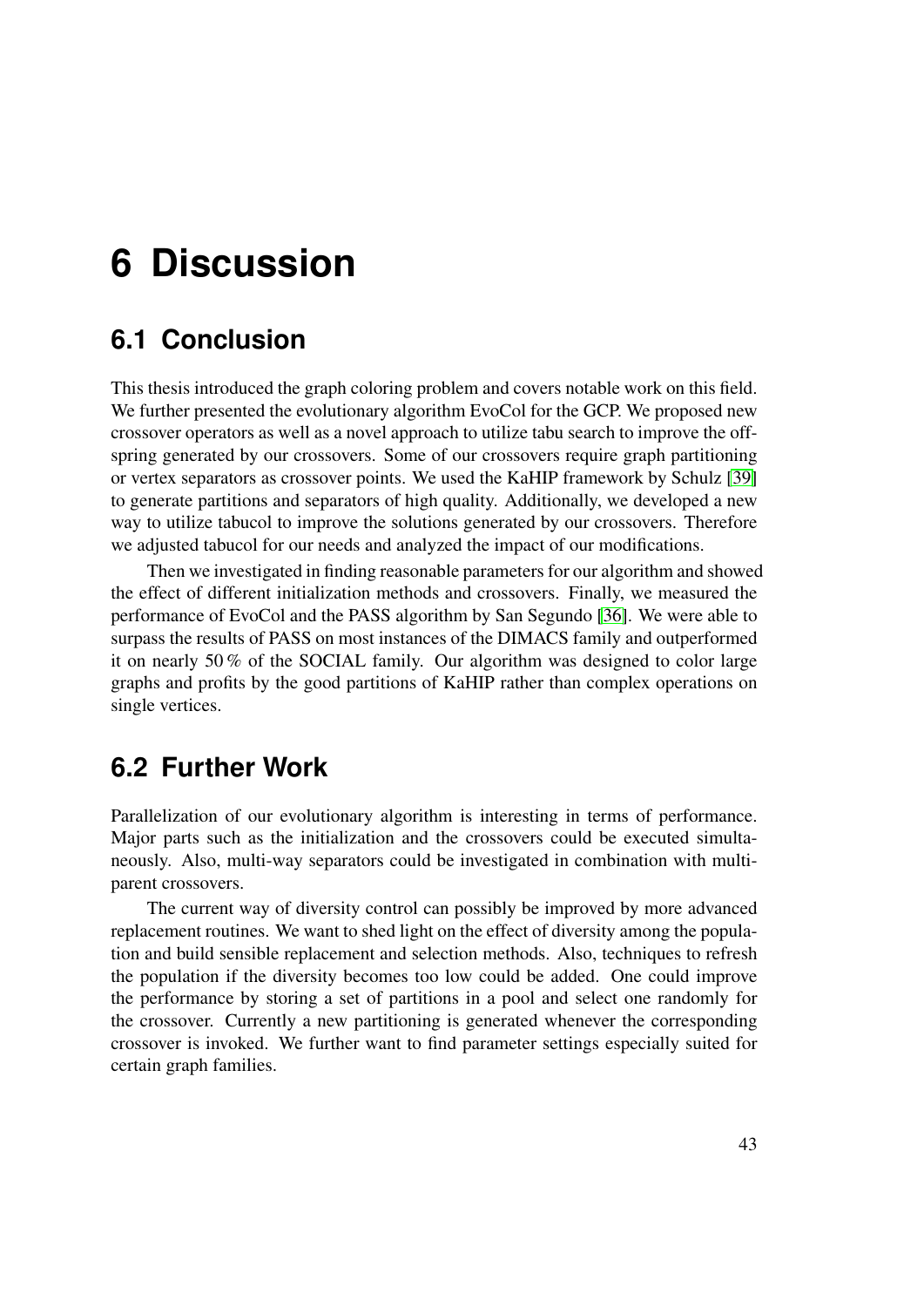# 6 Discussion

## 6.1 Conclusion

This thesis introduced the graph coloring problem and covers notable work on this field. We further presented the evolutionary algorithm EvoCol for the GCP. We proposed new crossover operators as well as a novel approach to utilize tabu search to improve the offspring generated by our crossovers. Some of our crossovers require graph partitioning or vertex separators as crossover points. We used the KaHIP framework by Schulz [39] to generate partitions and separators of high quality. Additionally, we developed a new way to utilize tabucol to improve the solutions generated by our crossovers. Therefore we adjusted tabucol for our needs and analyzed the impact of our modifications.

Then we investigated in finding reasonable parameters for our algorithm and showed the effect of different initialization methods and crossovers. Finally, we measured the performance of EvoCol and the PASS algorithm by San Segundo [36]. We were able to surpass the results of PASS on most instances of the DIMACS family and outperformed it on nearly 50 % of the SOCIAL family. Our algorithm was designed to color large graphs and profits by the good partitions of KaHIP rather than complex operations on single vertices.

## 6.2 Further Work

Parallelization of our evolutionary algorithm is interesting in terms of performance. Major parts such as the initialization and the crossovers could be executed simultaneously. Also, multi-way separators could be investigated in combination with multi-parent crossovers.

The current way of diversity control can possibly be improved by more advanced replacement routines. We want to shed light on the effect of diversity among the population and build sensible replacement and selection methods. Also, techniques to refresh the population if the diversity becomes too low could be added. One could improve the performance by storing a set of partitions in a pool and select one randomly for the crossover. Currently a new partitioning is generated whenever the corresponding crossover is invoked. We further want to find parameter settings especially suited for certain graph families.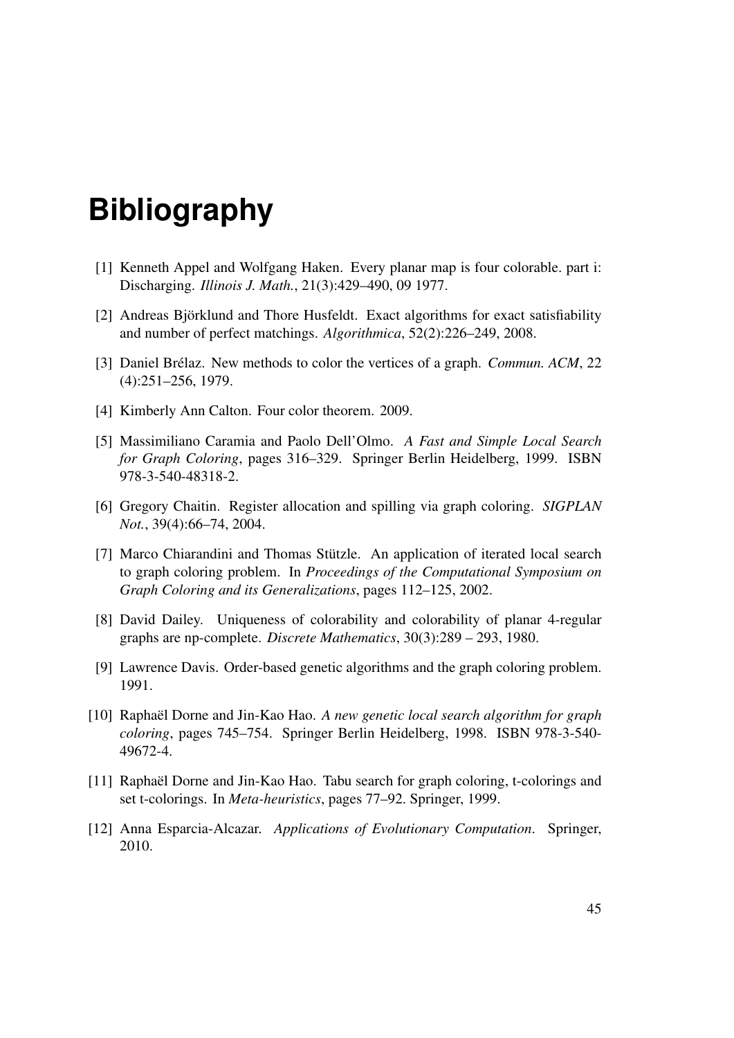# Bibliography

[1] Kenneth Appel and Wolfgang Haken. Every planar map is four colorable. part i: Discharging. *Illinois J. Math.*, 21(3):429–490, 09 1977.

[2] Andreas Björklund and Thore Husfeldt. Exact algorithms for exact satisfiability and number of perfect matchings. *Algorithmica*, 52(2):226–249, 2008.

[3] Daniel Brélaz. New methods to color the vertices of a graph. *Commun. ACM*, 22 (4):251–256, 1979.

[4] Kimberly Ann Calton. Four color theorem. 2009.

[5] Massimiliano Caramia and Paolo Dell'Olmo. *A Fast and Simple Local Search for Graph Coloring*, pages 316–329. Springer Berlin Heidelberg, 1999. ISBN 978-3-540-48318-2.

[6] Gregory Chaitin. Register allocation and spilling via graph coloring. *SIGPLAN Not.*, 39(4):66–74, 2004.

[7] Marco Chiarandini and Thomas Stützle. An application of iterated local search to graph coloring problem. In *Proceedings of the Computational Symposium on Graph Coloring and its Generalizations*, pages 112–125, 2002.

[8] David Dailey. Uniqueness of colorability and colorability of planar 4-regular graphs are np-complete. *Discrete Mathematics*, 30(3):289 – 293, 1980.

[9] Lawrence Davis. Order-based genetic algorithms and the graph coloring problem. 1991.

[10] Raphaël Dorne and Jin-Kao Hao. *A new genetic local search algorithm for graph coloring*, pages 745–754. Springer Berlin Heidelberg, 1998. ISBN 978-3-540-49672-4.

[11] Raphaël Dorne and Jin-Kao Hao. Tabu search for graph coloring, t-colorings and set t-colorings. In *Meta-heuristics*, pages 77–92. Springer, 1999.

[12] Anna Esparcia-Alcazar. *Applications of Evolutionary Computation*. Springer, 2010.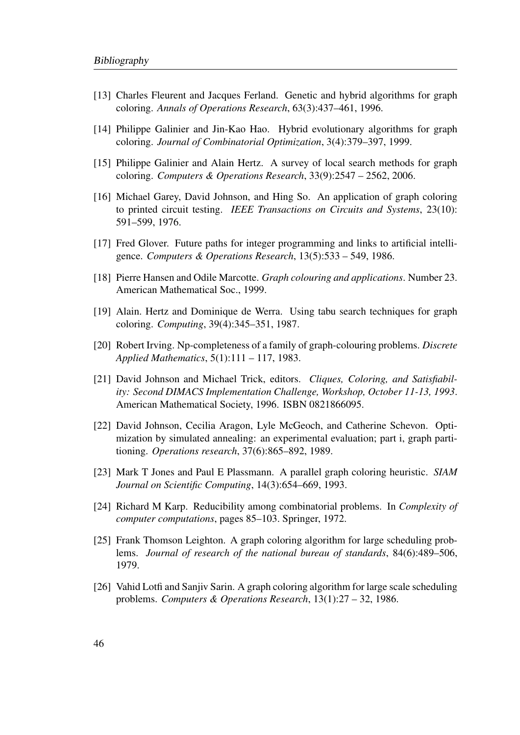[13] Charles Fleurent and Jacques Ferland. Genetic and hybrid algorithms for graph coloring. *Annals of Operations Research*, 63(3):437–461, 1996.

[14] Philippe Galinier and Jin-Kao Hao. Hybrid evolutionary algorithms for graph coloring. *Journal of Combinatorial Optimization*, 3(4):379–397, 1999.

[15] Philippe Galinier and Alain Hertz. A survey of local search methods for graph coloring. *Computers & Operations Research*, 33(9):2547 – 2562, 2006.

[16] Michael Garey, David Johnson, and Hing So. An application of graph coloring to printed circuit testing. *IEEE Transactions on Circuits and Systems*, 23(10): 591–599, 1976.

[17] Fred Glover. Future paths for integer programming and links to artificial intelligence. *Computers & Operations Research*, 13(5):533 – 549, 1986.

[18] Pierre Hansen and Odile Marcotte. *Graph colouring and applications*. Number 23. American Mathematical Soc., 1999.

[19] Alain. Hertz and Dominique de Werra. Using tabu search techniques for graph coloring. *Computing*, 39(4):345–351, 1987.

[20] Robert Irving. Np-completeness of a family of graph-colouring problems. *Discrete Applied Mathematics*, 5(1):111 – 117, 1983.

[21] David Johnson and Michael Trick, editors. *Cliques, Coloring, and Satisfiability: Second DIMACS Implementation Challenge, Workshop, October 11-13, 1993*. American Mathematical Society, 1996. ISBN 0821866095.

[22] David Johnson, Cecilia Aragon, Lyle McGeoch, and Catherine Schevon. Optimization by simulated annealing: an experimental evaluation; part i, graph partitioning. *Operations research*, 37(6):865–892, 1989.

[23] Mark T Jones and Paul E Plassmann. A parallel graph coloring heuristic. *SIAM Journal on Scientific Computing*, 14(3):654–669, 1993.

[24] Richard M Karp. Reducibility among combinatorial problems. In *Complexity of computer computations*, pages 85–103. Springer, 1972.

[25] Frank Thomson Leighton. A graph coloring algorithm for large scheduling problems. *Journal of research of the national bureau of standards*, 84(6):489–506, 1979.

[26] Vahid Lotfi and Sanjiv Sarin. A graph coloring algorithm for large scale scheduling problems. *Computers & Operations Research*, 13(1):27 – 32, 1986.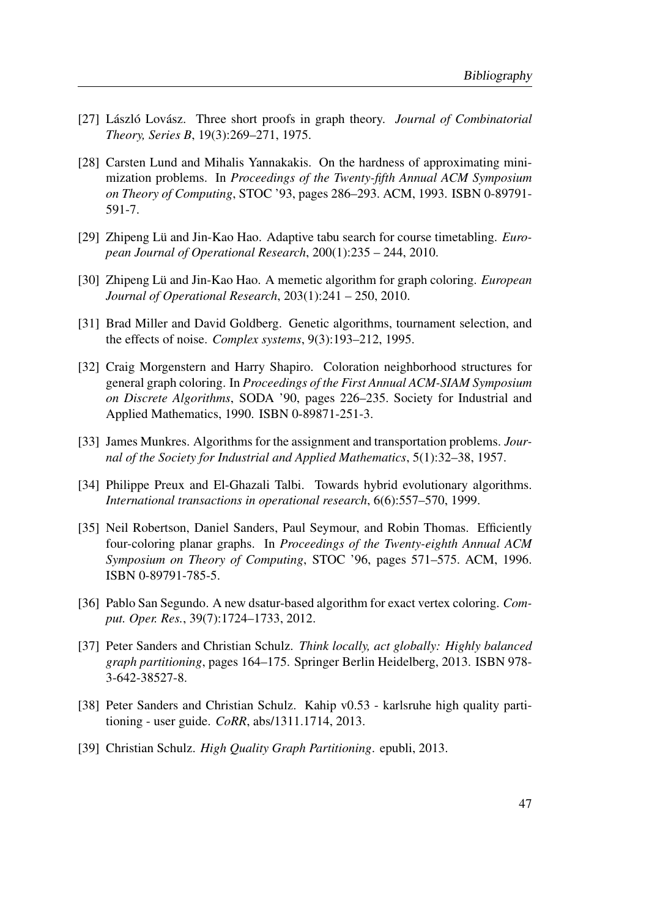[27] László Lovász. Three short proofs in graph theory. *Journal of Combinatorial Theory, Series B*, 19(3):269–271, 1975.

[28] Carsten Lund and Mihalis Yannakakis. On the hardness of approximating minimization problems. In *Proceedings of the Twenty-fifth Annual ACM Symposium on Theory of Computing*, STOC '93, pages 286–293. ACM, 1993. ISBN 0-89791-591-7.

[29] Zhipeng Lü and Jin-Kao Hao. Adaptive tabu search for course timetabling. *European Journal of Operational Research*, 200(1):235 – 244, 2010.

[30] Zhipeng Lü and Jin-Kao Hao. A memetic algorithm for graph coloring. *European Journal of Operational Research*, 203(1):241 – 250, 2010.

[31] Brad Miller and David Goldberg. Genetic algorithms, tournament selection, and the effects of noise. *Complex systems*, 9(3):193–212, 1995.

[32] Craig Morgenstern and Harry Shapiro. Coloration neighborhood structures for general graph coloring. In *Proceedings of the First Annual ACM-SIAM Symposium on Discrete Algorithms*, SODA '90, pages 226–235. Society for Industrial and Applied Mathematics, 1990. ISBN 0-89871-251-3.

[33] James Munkres. Algorithms for the assignment and transportation problems. *Journal of the Society for Industrial and Applied Mathematics*, 5(1):32–38, 1957.

[34] Philippe Preux and El-Ghazali Talbi. Towards hybrid evolutionary algorithms. *International transactions in operational research*, 6(6):557–570, 1999.

[35] Neil Robertson, Daniel Sanders, Paul Seymour, and Robin Thomas. Efficiently four-coloring planar graphs. In *Proceedings of the Twenty-eighth Annual ACM Symposium on Theory of Computing*, STOC '96, pages 571–575. ACM, 1996. ISBN 0-89791-785-5.

[36] Pablo San Segundo. A new dsatur-based algorithm for exact vertex coloring. *Comput. Oper. Res.*, 39(7):1724–1733, 2012.

[37] Peter Sanders and Christian Schulz. *Think locally, act globally: Highly balanced graph partitioning*, pages 164–175. Springer Berlin Heidelberg, 2013. ISBN 978-3-642-38527-8.

[38] Peter Sanders and Christian Schulz. Kahip v0.53 - karlsruhe high quality partitioning - user guide. *CoRR*, abs/1311.1714, 2013.

[39] Christian Schulz. *High Quality Graph Partitioning*. epubli, 2013.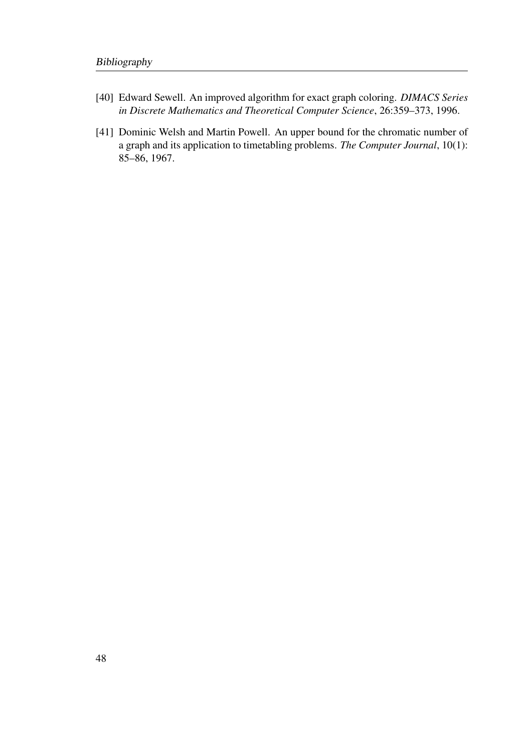[40] Edward Sewell. An improved algorithm for exact graph coloring. *DIMACS Series in Discrete Mathematics and Theoretical Computer Science*, 26:359–373, 1996.

[41] Dominic Welsh and Martin Powell. An upper bound for the chromatic number of a graph and its application to timetabling problems. *The Computer Journal*, 10(1): 85–86, 1967.